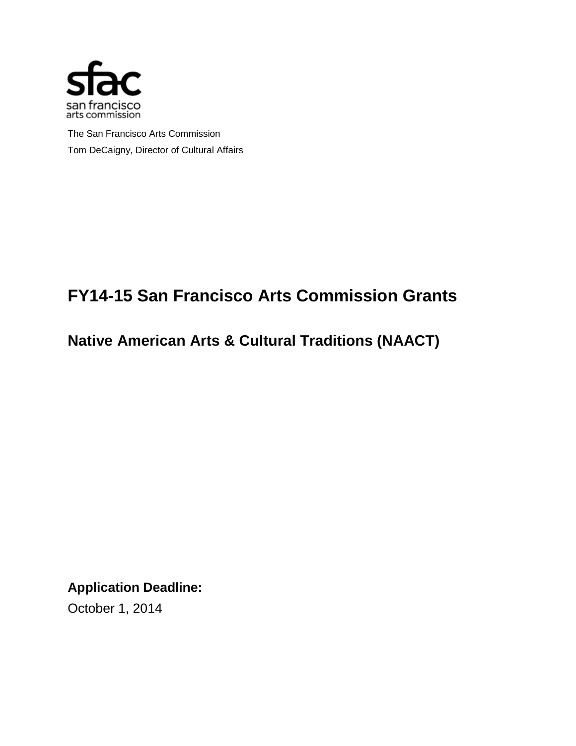sfac
san francisco
arts commission

The San Francisco Arts Commission

Tom DeCaigny, Director of Cultural Affairs

# FY14-15 San Francisco Arts Commission Grants

## Native American Arts & Cultural Traditions (NAACT)

**Application Deadline:**

October 1, 2014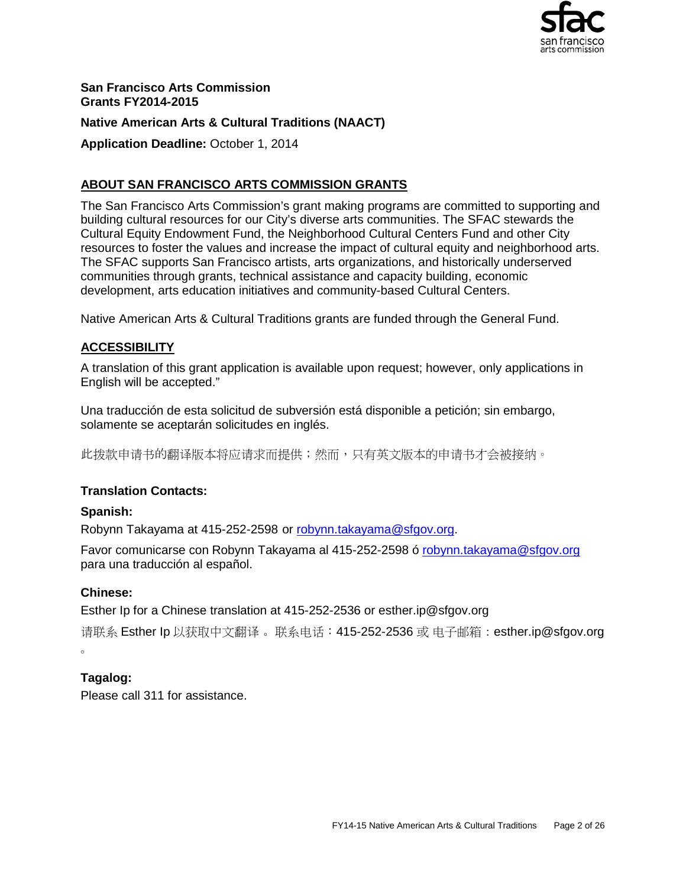**San Francisco Arts Commission**
**Grants FY2014-2015**

**Native American Arts & Cultural Traditions (NAACT)**

**Application Deadline:** October 1, 2014

## ABOUT SAN FRANCISCO ARTS COMMISSION GRANTS

The San Francisco Arts Commission's grant making programs are committed to supporting and building cultural resources for our City's diverse arts communities. The SFAC stewards the Cultural Equity Endowment Fund, the Neighborhood Cultural Centers Fund and other City resources to foster the values and increase the impact of cultural equity and neighborhood arts. The SFAC supports San Francisco artists, arts organizations, and historically underserved communities through grants, technical assistance and capacity building, economic development, arts education initiatives and community-based Cultural Centers.

Native American Arts & Cultural Traditions grants are funded through the General Fund.

## ACCESSIBILITY

A translation of this grant application is available upon request; however, only applications in English will be accepted."

Una traducción de esta solicitud de subversión está disponible a petición; sin embargo, solamente se aceptarán solicitudes en inglés.

此拨款申请书的翻译版本将应请求而提供；然而，只有英文版本的申请书才会被接纳。

### Translation Contacts:

**Spanish:**

Robynn Takayama at 415-252-2598 or robynn.takayama@sfgov.org.

Favor comunicarse con Robynn Takayama al 415-252-2598 ó robynn.takayama@sfgov.org para una traducción al español.

**Chinese:**

Esther Ip for a Chinese translation at 415-252-2536 or esther.ip@sfgov.org

请联系 Esther Ip 以获取中文翻译 。联系电话：415-252-2536 或 电子邮箱：esther.ip@sfgov.org 。

**Tagalog:**

Please call 311 for assistance.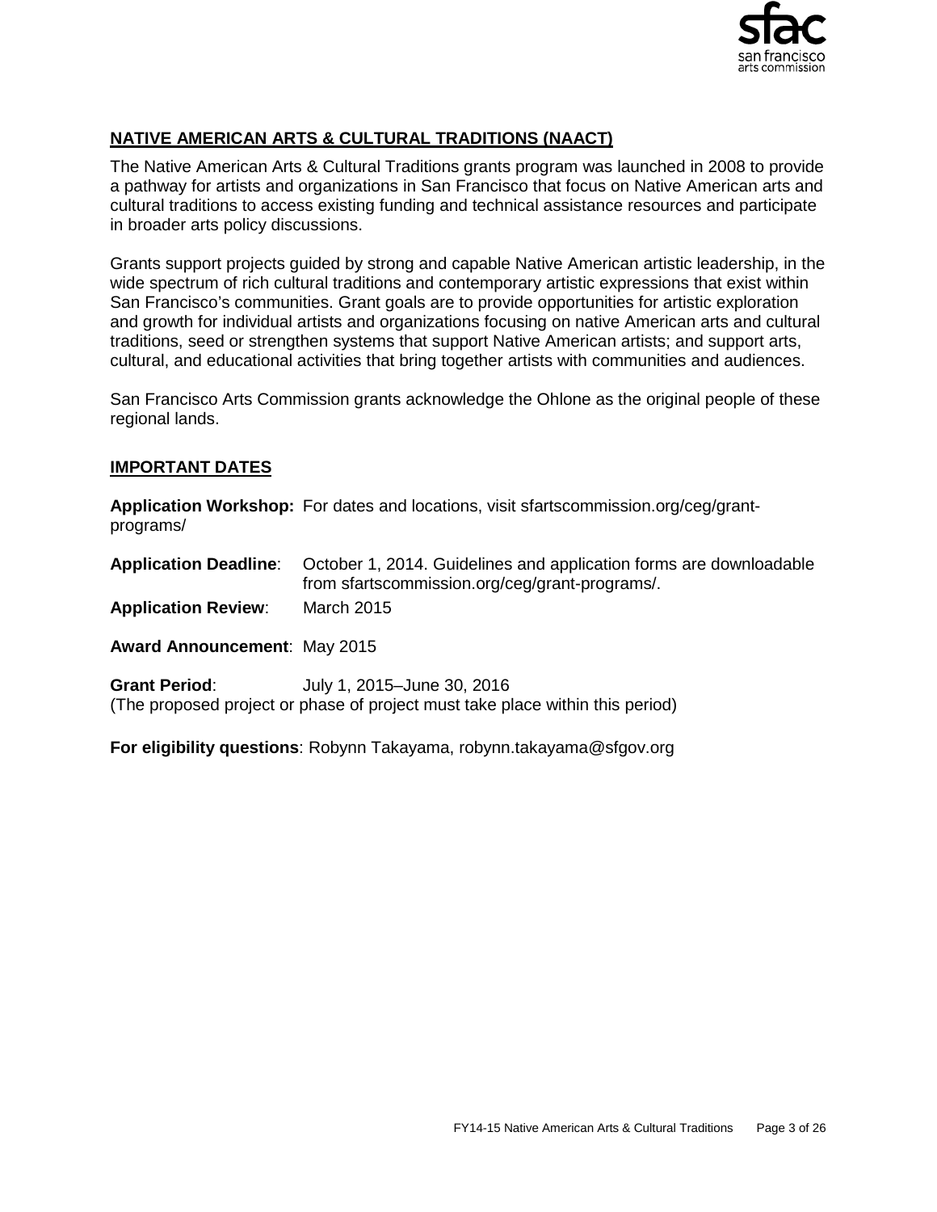## NATIVE AMERICAN ARTS & CULTURAL TRADITIONS (NAACT)

The Native American Arts & Cultural Traditions grants program was launched in 2008 to provide a pathway for artists and organizations in San Francisco that focus on Native American arts and cultural traditions to access existing funding and technical assistance resources and participate in broader arts policy discussions.

Grants support projects guided by strong and capable Native American artistic leadership, in the wide spectrum of rich cultural traditions and contemporary artistic expressions that exist within San Francisco's communities. Grant goals are to provide opportunities for artistic exploration and growth for individual artists and organizations focusing on native American arts and cultural traditions, seed or strengthen systems that support Native American artists; and support arts, cultural, and educational activities that bring together artists with communities and audiences.

San Francisco Arts Commission grants acknowledge the Ohlone as the original people of these regional lands.

## IMPORTANT DATES

**Application Workshop:** For dates and locations, visit sfartscommission.org/ceg/grant-programs/

**Application Deadline**: October 1, 2014. Guidelines and application forms are downloadable from sfartscommission.org/ceg/grant-programs/.

**Application Review**: March 2015

**Award Announcement**: May 2015

**Grant Period**: July 1, 2015–June 30, 2016
(The proposed project or phase of project must take place within this period)

**For eligibility questions**: Robynn Takayama, robynn.takayama@sfgov.org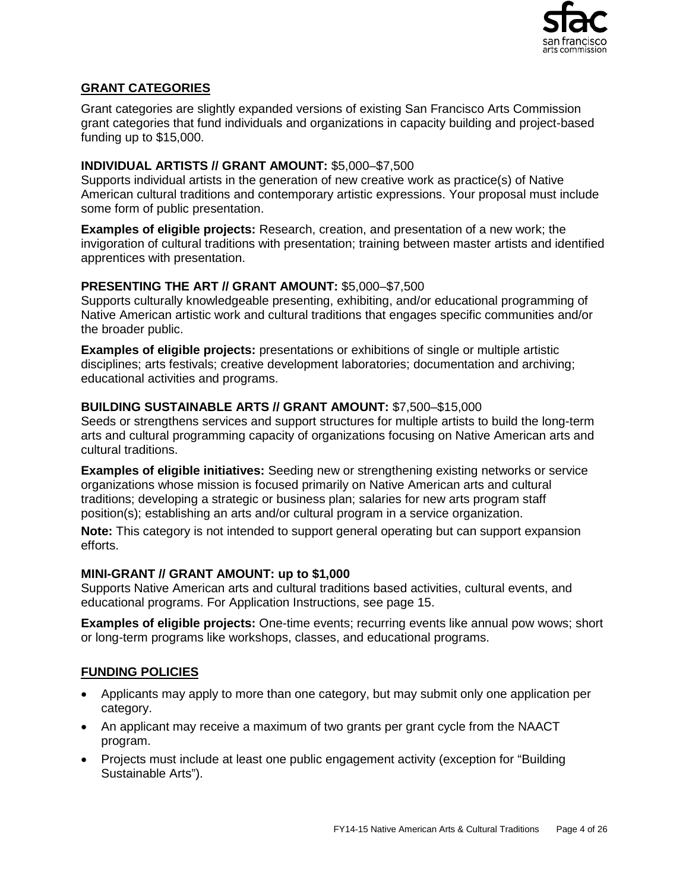## GRANT CATEGORIES

Grant categories are slightly expanded versions of existing San Francisco Arts Commission grant categories that fund individuals and organizations in capacity building and project-based funding up to $15,000.

### INDIVIDUAL ARTISTS // GRANT AMOUNT: $5,000–$7,500

Supports individual artists in the generation of new creative work as practice(s) of Native American cultural traditions and contemporary artistic expressions. Your proposal must include some form of public presentation.

**Examples of eligible projects:** Research, creation, and presentation of a new work; the invigoration of cultural traditions with presentation; training between master artists and identified apprentices with presentation.

### PRESENTING THE ART // GRANT AMOUNT: $5,000–$7,500

Supports culturally knowledgeable presenting, exhibiting, and/or educational programming of Native American artistic work and cultural traditions that engages specific communities and/or the broader public.

**Examples of eligible projects:** presentations or exhibitions of single or multiple artistic disciplines; arts festivals; creative development laboratories; documentation and archiving; educational activities and programs.

### BUILDING SUSTAINABLE ARTS // GRANT AMOUNT: $7,500–$15,000

Seeds or strengthens services and support structures for multiple artists to build the long-term arts and cultural programming capacity of organizations focusing on Native American arts and cultural traditions.

**Examples of eligible initiatives:** Seeding new or strengthening existing networks or service organizations whose mission is focused primarily on Native American arts and cultural traditions; developing a strategic or business plan; salaries for new arts program staff position(s); establishing an arts and/or cultural program in a service organization.

**Note:** This category is not intended to support general operating but can support expansion efforts.

### MINI-GRANT // GRANT AMOUNT: up to $1,000

Supports Native American arts and cultural traditions based activities, cultural events, and educational programs. For Application Instructions, see page 15.

**Examples of eligible projects:** One-time events; recurring events like annual pow wows; short or long-term programs like workshops, classes, and educational programs.

## FUNDING POLICIES

- Applicants may apply to more than one category, but may submit only one application per category.
- An applicant may receive a maximum of two grants per grant cycle from the NAACT program.
- Projects must include at least one public engagement activity (exception for "Building Sustainable Arts").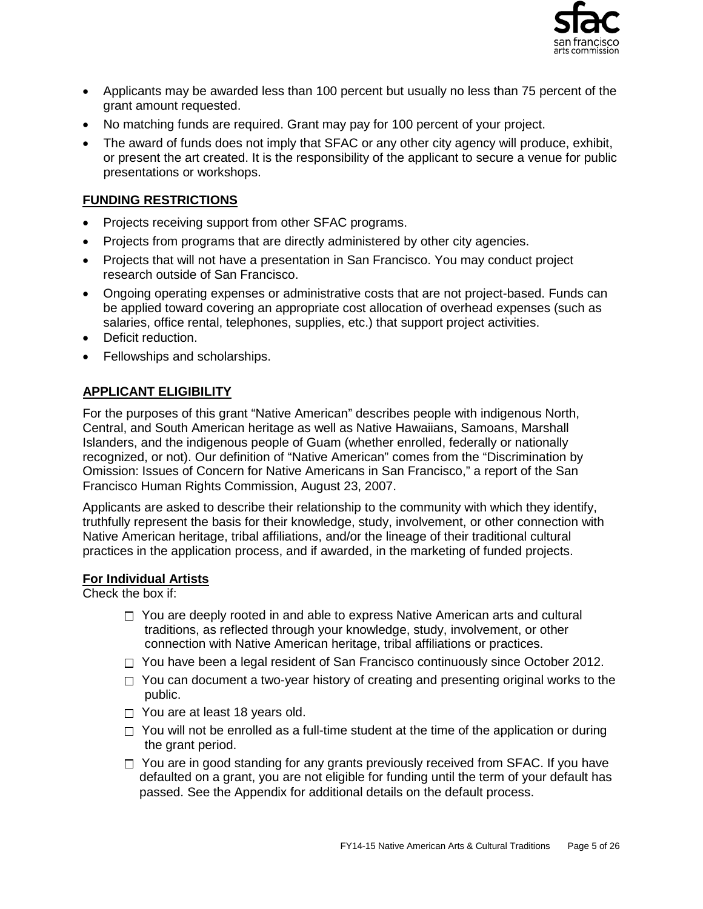- Applicants may be awarded less than 100 percent but usually no less than 75 percent of the grant amount requested.
- No matching funds are required. Grant may pay for 100 percent of your project.
- The award of funds does not imply that SFAC or any other city agency will produce, exhibit, or present the art created. It is the responsibility of the applicant to secure a venue for public presentations or workshops.

## FUNDING RESTRICTIONS

- Projects receiving support from other SFAC programs.
- Projects from programs that are directly administered by other city agencies.
- Projects that will not have a presentation in San Francisco. You may conduct project research outside of San Francisco.
- Ongoing operating expenses or administrative costs that are not project-based. Funds can be applied toward covering an appropriate cost allocation of overhead expenses (such as salaries, office rental, telephones, supplies, etc.) that support project activities.
- Deficit reduction.
- Fellowships and scholarships.

## APPLICANT ELIGIBILITY

For the purposes of this grant "Native American" describes people with indigenous North, Central, and South American heritage as well as Native Hawaiians, Samoans, Marshall Islanders, and the indigenous people of Guam (whether enrolled, federally or nationally recognized, or not). Our definition of "Native American" comes from the "Discrimination by Omission: Issues of Concern for Native Americans in San Francisco," a report of the San Francisco Human Rights Commission, August 23, 2007.

Applicants are asked to describe their relationship to the community with which they identify, truthfully represent the basis for their knowledge, study, involvement, or other connection with Native American heritage, tribal affiliations, and/or the lineage of their traditional cultural practices in the application process, and if awarded, in the marketing of funded projects.

### For Individual Artists

Check the box if:

- ☐ You are deeply rooted in and able to express Native American arts and cultural traditions, as reflected through your knowledge, study, involvement, or other connection with Native American heritage, tribal affiliations or practices.
- ☐ You have been a legal resident of San Francisco continuously since October 2012.
- ☐ You can document a two-year history of creating and presenting original works to the public.
- ☐ You are at least 18 years old.
- ☐ You will not be enrolled as a full-time student at the time of the application or during the grant period.
- ☐ You are in good standing for any grants previously received from SFAC. If you have defaulted on a grant, you are not eligible for funding until the term of your default has passed. See the Appendix for additional details on the default process.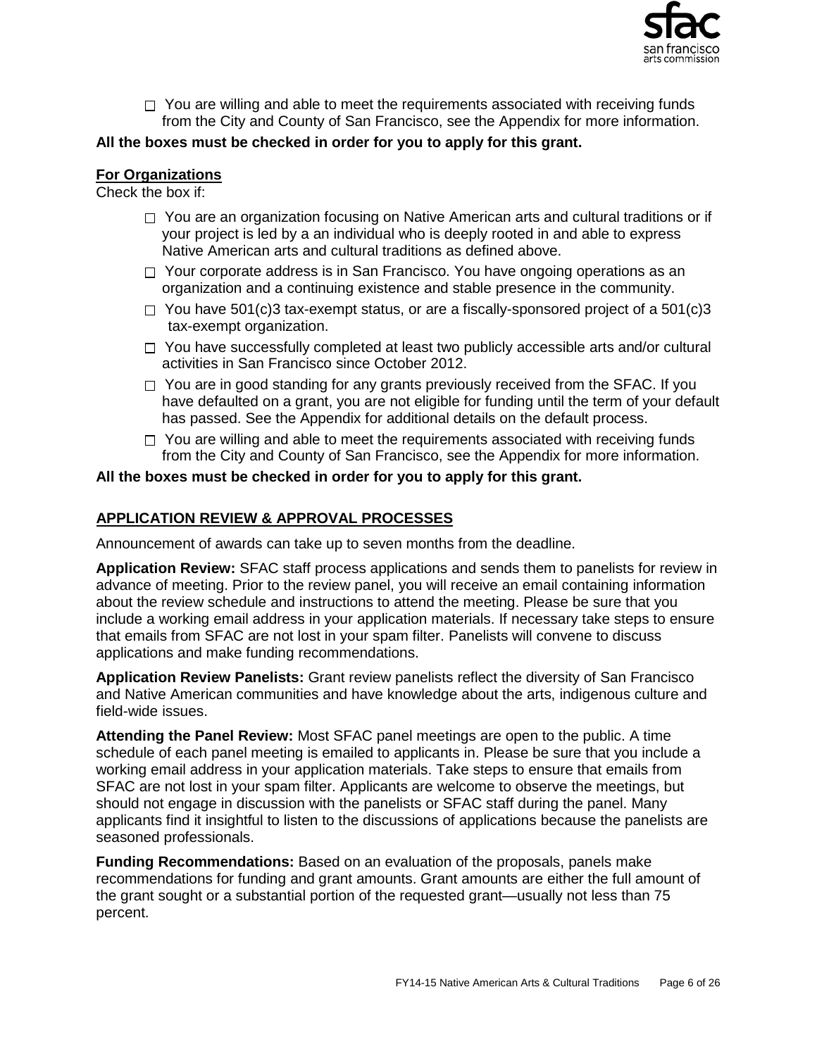- ☐ You are willing and able to meet the requirements associated with receiving funds from the City and County of San Francisco, see the Appendix for more information.

**All the boxes must be checked in order for you to apply for this grant.**

**For Organizations**

Check the box if:

- ☐ You are an organization focusing on Native American arts and cultural traditions or if your project is led by a an individual who is deeply rooted in and able to express Native American arts and cultural traditions as defined above.
- ☐ Your corporate address is in San Francisco. You have ongoing operations as an organization and a continuing existence and stable presence in the community.
- ☐ You have 501(c)3 tax-exempt status, or are a fiscally-sponsored project of a 501(c)3 tax-exempt organization.
- ☐ You have successfully completed at least two publicly accessible arts and/or cultural activities in San Francisco since October 2012.
- ☐ You are in good standing for any grants previously received from the SFAC. If you have defaulted on a grant, you are not eligible for funding until the term of your default has passed. See the Appendix for additional details on the default process.
- ☐ You are willing and able to meet the requirements associated with receiving funds from the City and County of San Francisco, see the Appendix for more information.

**All the boxes must be checked in order for you to apply for this grant.**

## APPLICATION REVIEW & APPROVAL PROCESSES

Announcement of awards can take up to seven months from the deadline.

**Application Review:** SFAC staff process applications and sends them to panelists for review in advance of meeting. Prior to the review panel, you will receive an email containing information about the review schedule and instructions to attend the meeting. Please be sure that you include a working email address in your application materials. If necessary take steps to ensure that emails from SFAC are not lost in your spam filter. Panelists will convene to discuss applications and make funding recommendations.

**Application Review Panelists:** Grant review panelists reflect the diversity of San Francisco and Native American communities and have knowledge about the arts, indigenous culture and field-wide issues.

**Attending the Panel Review:** Most SFAC panel meetings are open to the public. A time schedule of each panel meeting is emailed to applicants in. Please be sure that you include a working email address in your application materials. Take steps to ensure that emails from SFAC are not lost in your spam filter. Applicants are welcome to observe the meetings, but should not engage in discussion with the panelists or SFAC staff during the panel. Many applicants find it insightful to listen to the discussions of applications because the panelists are seasoned professionals.

**Funding Recommendations:** Based on an evaluation of the proposals, panels make recommendations for funding and grant amounts. Grant amounts are either the full amount of the grant sought or a substantial portion of the requested grant—usually not less than 75 percent.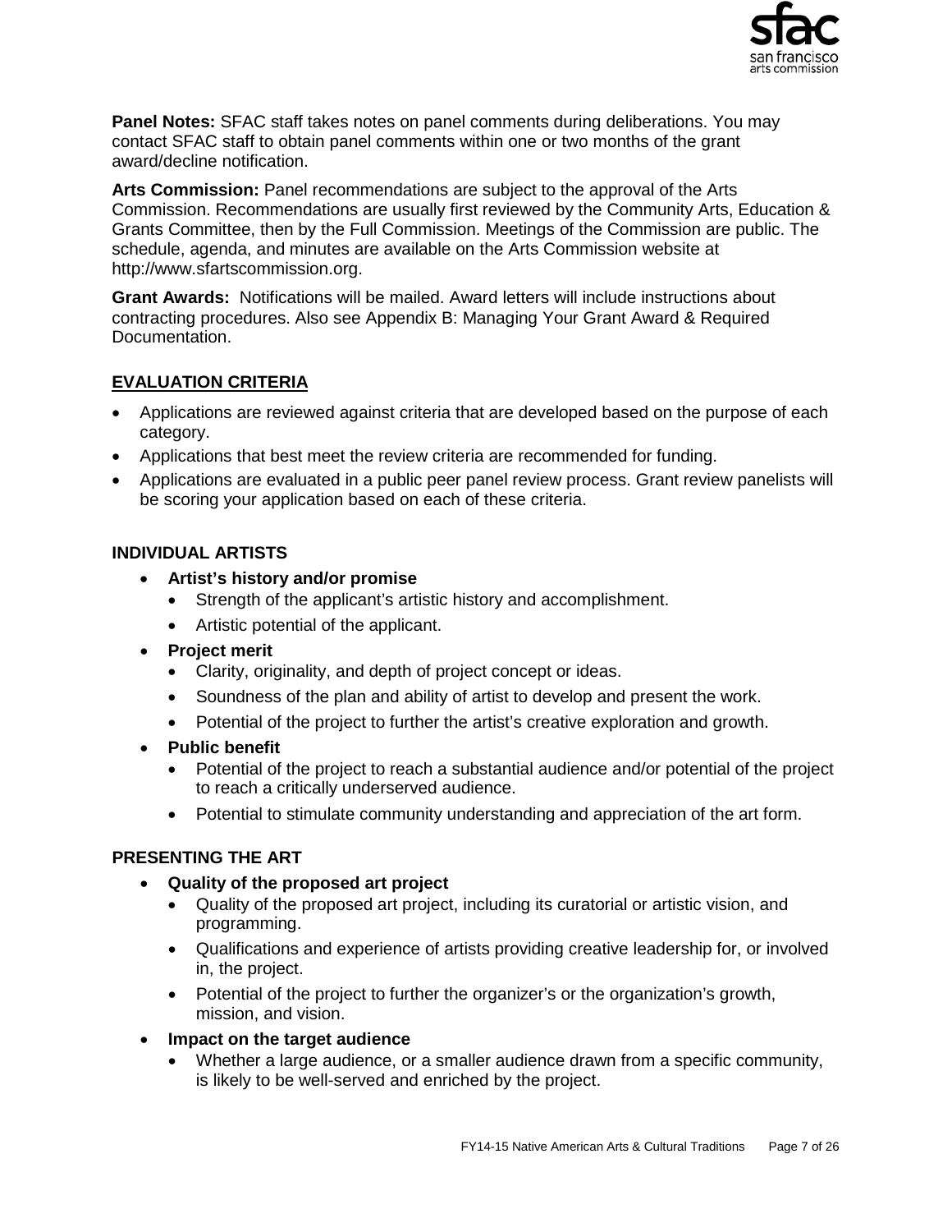**Panel Notes:** SFAC staff takes notes on panel comments during deliberations. You may contact SFAC staff to obtain panel comments within one or two months of the grant award/decline notification.

**Arts Commission:** Panel recommendations are subject to the approval of the Arts Commission. Recommendations are usually first reviewed by the Community Arts, Education & Grants Committee, then by the Full Commission. Meetings of the Commission are public. The schedule, agenda, and minutes are available on the Arts Commission website at http://www.sfartscommission.org.

**Grant Awards:** Notifications will be mailed. Award letters will include instructions about contracting procedures. Also see Appendix B: Managing Your Grant Award & Required Documentation.

## EVALUATION CRITERIA

- Applications are reviewed against criteria that are developed based on the purpose of each category.
- Applications that best meet the review criteria are recommended for funding.
- Applications are evaluated in a public peer panel review process. Grant review panelists will be scoring your application based on each of these criteria.

### INDIVIDUAL ARTISTS

- **Artist's history and/or promise**
  - Strength of the applicant's artistic history and accomplishment.
  - Artistic potential of the applicant.
- **Project merit**
  - Clarity, originality, and depth of project concept or ideas.
  - Soundness of the plan and ability of artist to develop and present the work.
  - Potential of the project to further the artist's creative exploration and growth.
- **Public benefit**
  - Potential of the project to reach a substantial audience and/or potential of the project to reach a critically underserved audience.
  - Potential to stimulate community understanding and appreciation of the art form.

### PRESENTING THE ART

- **Quality of the proposed art project**
  - Quality of the proposed art project, including its curatorial or artistic vision, and programming.
  - Qualifications and experience of artists providing creative leadership for, or involved in, the project.
  - Potential of the project to further the organizer's or the organization's growth, mission, and vision.
- **Impact on the target audience**
  - Whether a large audience, or a smaller audience drawn from a specific community, is likely to be well-served and enriched by the project.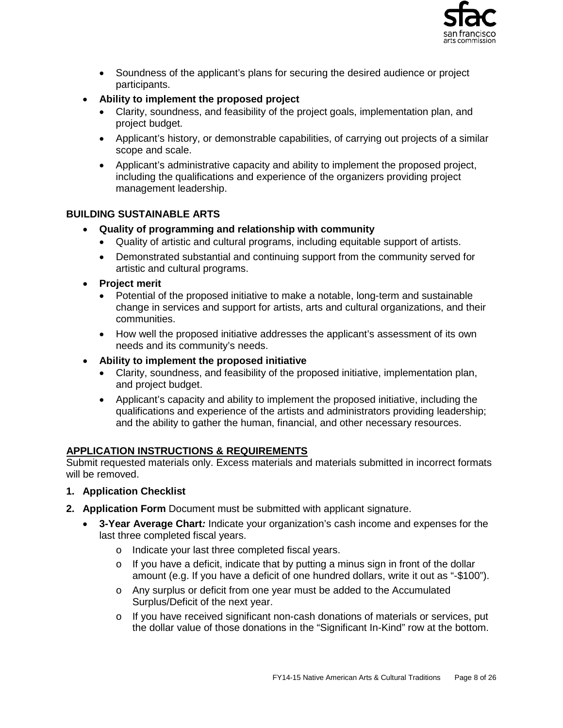- Soundness of the applicant's plans for securing the desired audience or project participants.

- **Ability to implement the proposed project**
  - Clarity, soundness, and feasibility of the project goals, implementation plan, and project budget.
  - Applicant's history, or demonstrable capabilities, of carrying out projects of a similar scope and scale.
  - Applicant's administrative capacity and ability to implement the proposed project, including the qualifications and experience of the organizers providing project management leadership.

**BUILDING SUSTAINABLE ARTS**

- **Quality of programming and relationship with community**
  - Quality of artistic and cultural programs, including equitable support of artists.
  - Demonstrated substantial and continuing support from the community served for artistic and cultural programs.
- **Project merit**
  - Potential of the proposed initiative to make a notable, long-term and sustainable change in services and support for artists, arts and cultural organizations, and their communities.
  - How well the proposed initiative addresses the applicant's assessment of its own needs and its community's needs.
- **Ability to implement the proposed initiative**
  - Clarity, soundness, and feasibility of the proposed initiative, implementation plan, and project budget.
  - Applicant's capacity and ability to implement the proposed initiative, including the qualifications and experience of the artists and administrators providing leadership; and the ability to gather the human, financial, and other necessary resources.

## APPLICATION INSTRUCTIONS & REQUIREMENTS

Submit requested materials only. Excess materials and materials submitted in incorrect formats will be removed.

1. **Application Checklist**
2. **Application Form** Document must be submitted with applicant signature.
   - **3-Year Average Chart*:*** Indicate your organization's cash income and expenses for the last three completed fiscal years.
     - Indicate your last three completed fiscal years.
     - If you have a deficit, indicate that by putting a minus sign in front of the dollar amount (e.g. If you have a deficit of one hundred dollars, write it out as "-$100").
     - Any surplus or deficit from one year must be added to the Accumulated Surplus/Deficit of the next year.
     - If you have received significant non-cash donations of materials or services, put the dollar value of those donations in the "Significant In-Kind" row at the bottom.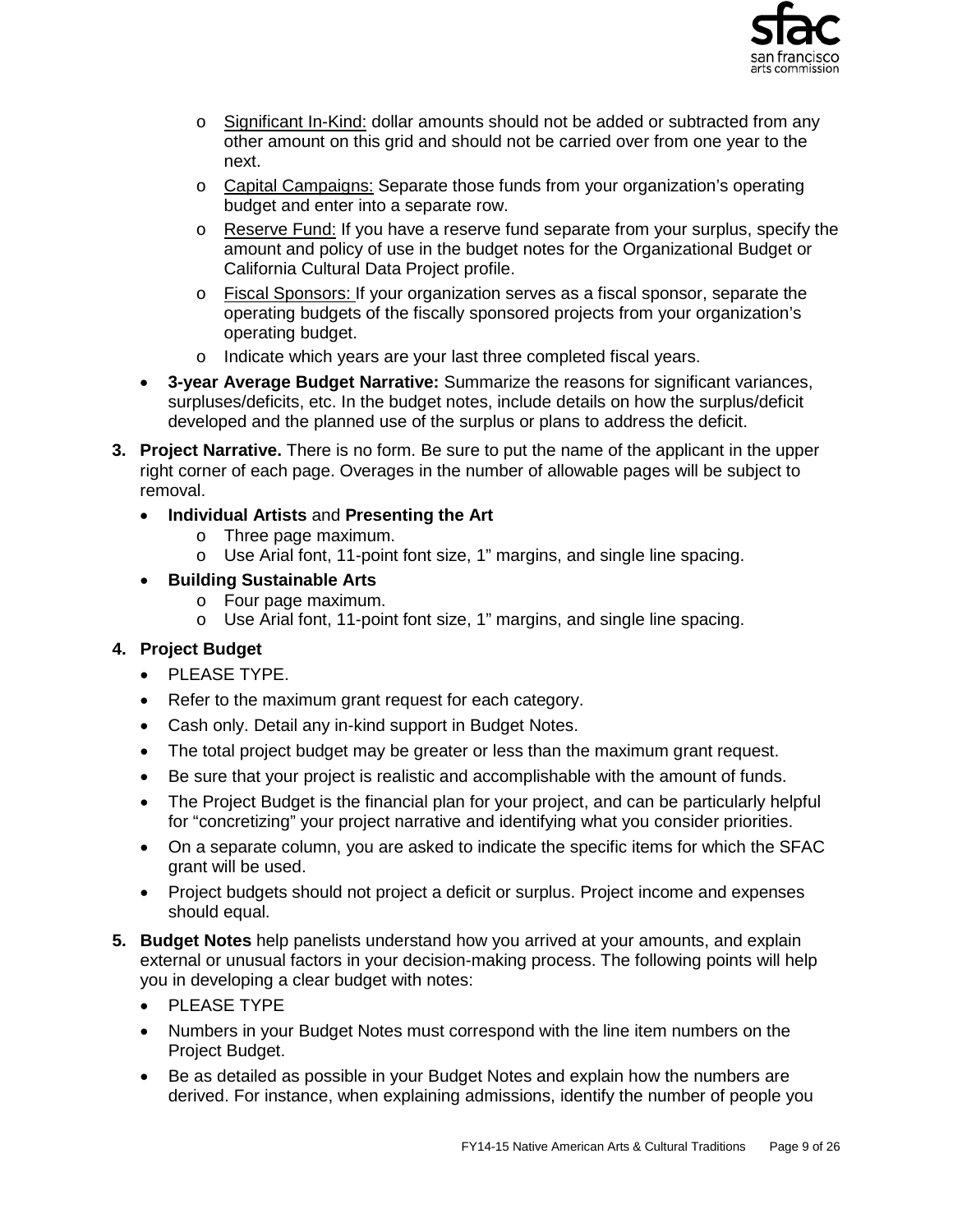- Significant In-Kind: dollar amounts should not be added or subtracted from any other amount on this grid and should not be carried over from one year to the next.
  - Capital Campaigns: Separate those funds from your organization's operating budget and enter into a separate row.
  - Reserve Fund: If you have a reserve fund separate from your surplus, specify the amount and policy of use in the budget notes for the Organizational Budget or California Cultural Data Project profile.
  - Fiscal Sponsors: If your organization serves as a fiscal sponsor, separate the operating budgets of the fiscally sponsored projects from your organization's operating budget.
  - Indicate which years are your last three completed fiscal years.
- **3-year Average Budget Narrative:** Summarize the reasons for significant variances, surpluses/deficits, etc. In the budget notes, include details on how the surplus/deficit developed and the planned use of the surplus or plans to address the deficit.

3. **Project Narrative.** There is no form. Be sure to put the name of the applicant in the upper right corner of each page. Overages in the number of allowable pages will be subject to removal.
   - **Individual Artists** and **Presenting the Art**
     - Three page maximum.
     - Use Arial font, 11-point font size, 1" margins, and single line spacing.
   - **Building Sustainable Arts**
     - Four page maximum.
     - Use Arial font, 11-point font size, 1" margins, and single line spacing.

4. **Project Budget**
   - PLEASE TYPE.
   - Refer to the maximum grant request for each category.
   - Cash only. Detail any in-kind support in Budget Notes.
   - The total project budget may be greater or less than the maximum grant request.
   - Be sure that your project is realistic and accomplishable with the amount of funds.
   - The Project Budget is the financial plan for your project, and can be particularly helpful for "concretizing" your project narrative and identifying what you consider priorities.
   - On a separate column, you are asked to indicate the specific items for which the SFAC grant will be used.
   - Project budgets should not project a deficit or surplus. Project income and expenses should equal.

5. **Budget Notes** help panelists understand how you arrived at your amounts, and explain external or unusual factors in your decision-making process. The following points will help you in developing a clear budget with notes:
   - PLEASE TYPE
   - Numbers in your Budget Notes must correspond with the line item numbers on the Project Budget.
   - Be as detailed as possible in your Budget Notes and explain how the numbers are derived. For instance, when explaining admissions, identify the number of people you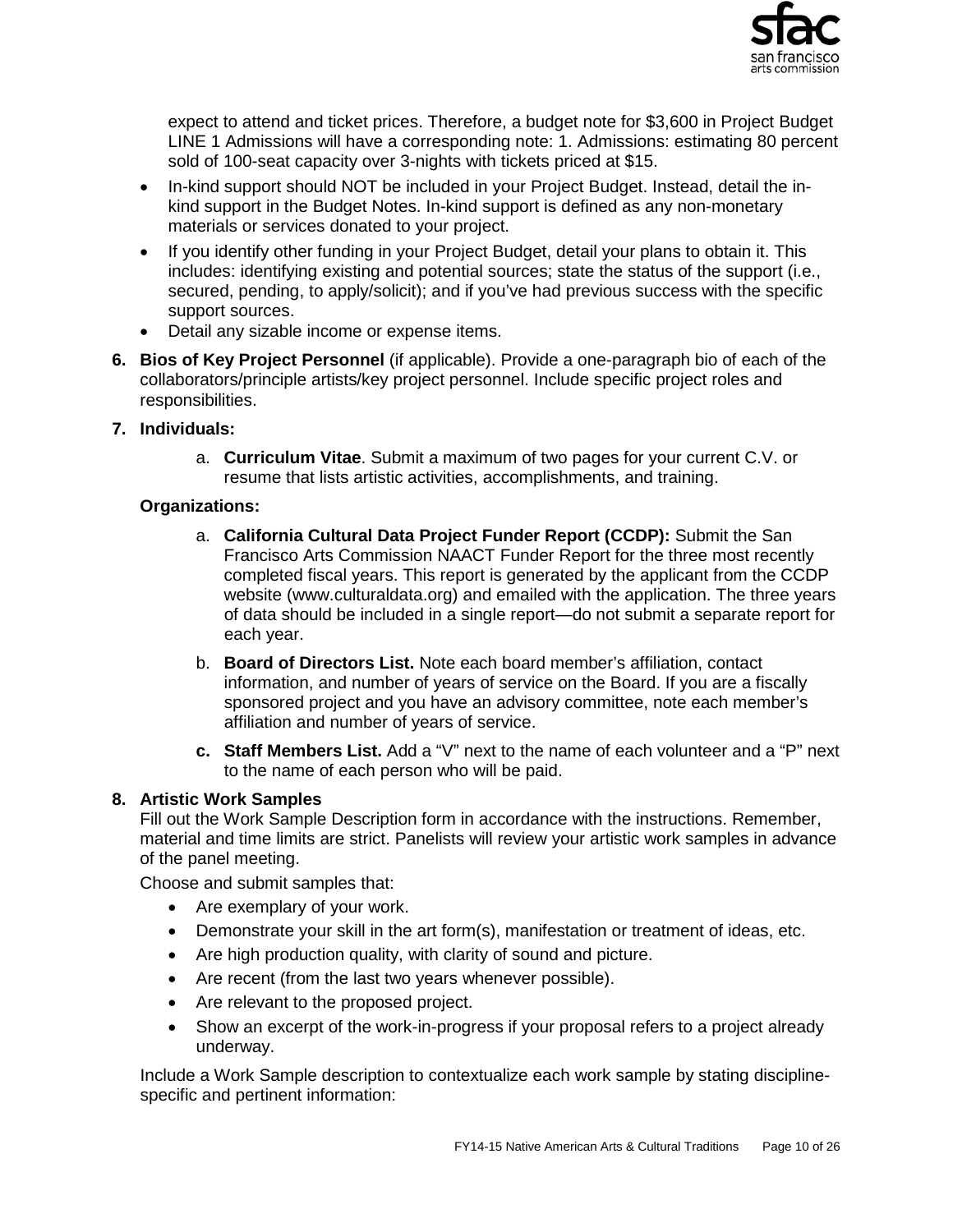expect to attend and ticket prices. Therefore, a budget note for $3,600 in Project Budget LINE 1 Admissions will have a corresponding note: 1. Admissions: estimating 80 percent sold of 100-seat capacity over 3-nights with tickets priced at $15.

- In-kind support should NOT be included in your Project Budget. Instead, detail the in-kind support in the Budget Notes. In-kind support is defined as any non-monetary materials or services donated to your project.
- If you identify other funding in your Project Budget, detail your plans to obtain it. This includes: identifying existing and potential sources; state the status of the support (i.e., secured, pending, to apply/solicit); and if you've had previous success with the specific support sources.
- Detail any sizable income or expense items.

6. **Bios of Key Project Personnel** (if applicable). Provide a one-paragraph bio of each of the collaborators/principle artists/key project personnel. Include specific project roles and responsibilities.

7. **Individuals:**

    a. **Curriculum Vitae**. Submit a maximum of two pages for your current C.V. or resume that lists artistic activities, accomplishments, and training.

    **Organizations:**

    a. **California Cultural Data Project Funder Report (CCDP):** Submit the San Francisco Arts Commission NAACT Funder Report for the three most recently completed fiscal years. This report is generated by the applicant from the CCDP website (www.culturaldata.org) and emailed with the application. The three years of data should be included in a single report—do not submit a separate report for each year.

    b. **Board of Directors List.** Note each board member's affiliation, contact information, and number of years of service on the Board. If you are a fiscally sponsored project and you have an advisory committee, note each member's affiliation and number of years of service.

    c. **Staff Members List.** Add a "V" next to the name of each volunteer and a "P" next to the name of each person who will be paid.

8. **Artistic Work Samples**
   Fill out the Work Sample Description form in accordance with the instructions. Remember, material and time limits are strict. Panelists will review your artistic work samples in advance of the panel meeting.

   Choose and submit samples that:

   - Are exemplary of your work.
   - Demonstrate your skill in the art form(s), manifestation or treatment of ideas, etc.
   - Are high production quality, with clarity of sound and picture.
   - Are recent (from the last two years whenever possible).
   - Are relevant to the proposed project.
   - Show an excerpt of the work-in-progress if your proposal refers to a project already underway.

   Include a Work Sample description to contextualize each work sample by stating discipline-specific and pertinent information: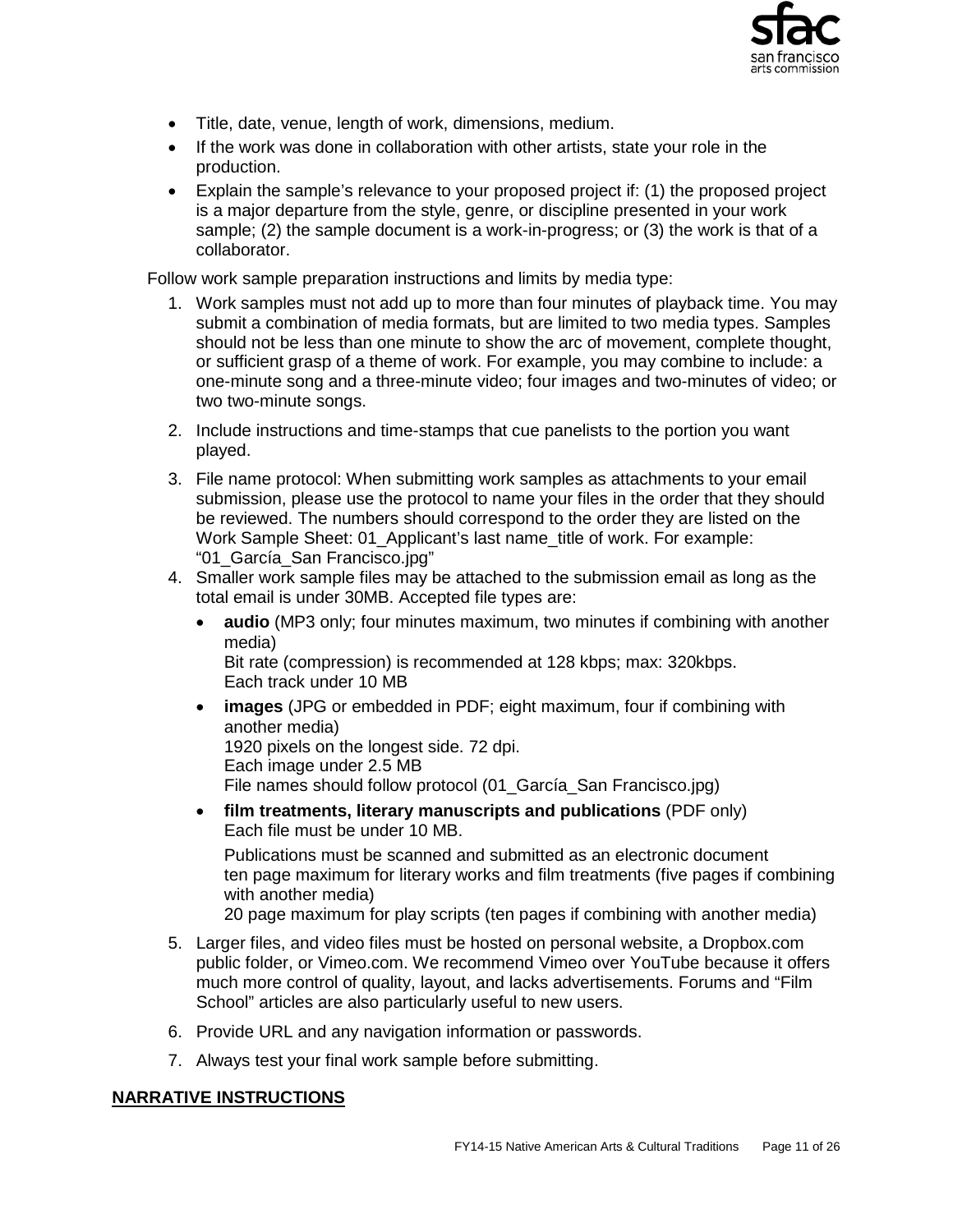- Title, date, venue, length of work, dimensions, medium.
- If the work was done in collaboration with other artists, state your role in the production.
- Explain the sample's relevance to your proposed project if: (1) the proposed project is a major departure from the style, genre, or discipline presented in your work sample; (2) the sample document is a work-in-progress; or (3) the work is that of a collaborator.

Follow work sample preparation instructions and limits by media type:

1. Work samples must not add up to more than four minutes of playback time. You may submit a combination of media formats, but are limited to two media types. Samples should not be less than one minute to show the arc of movement, complete thought, or sufficient grasp of a theme of work. For example, you may combine to include: a one-minute song and a three-minute video; four images and two-minutes of video; or two two-minute songs.
2. Include instructions and time-stamps that cue panelists to the portion you want played.
3. File name protocol: When submitting work samples as attachments to your email submission, please use the protocol to name your files in the order that they should be reviewed. The numbers should correspond to the order they are listed on the Work Sample Sheet: 01_Applicant's last name_title of work. For example: "01_García_San Francisco.jpg"
4. Smaller work sample files may be attached to the submission email as long as the total email is under 30MB. Accepted file types are:
   - **audio** (MP3 only; four minutes maximum, two minutes if combining with another media)
     Bit rate (compression) is recommended at 128 kbps; max: 320kbps.
     Each track under 10 MB
   - **images** (JPG or embedded in PDF; eight maximum, four if combining with another media)
     1920 pixels on the longest side. 72 dpi.
     Each image under 2.5 MB
     File names should follow protocol (01_García_San Francisco.jpg)
   - **film treatments, literary manuscripts and publications** (PDF only)
     Each file must be under 10 MB.

     Publications must be scanned and submitted as an electronic document
     ten page maximum for literary works and film treatments (five pages if combining with another media)
     20 page maximum for play scripts (ten pages if combining with another media)
5. Larger files, and video files must be hosted on personal website, a Dropbox.com public folder, or Vimeo.com. We recommend Vimeo over YouTube because it offers much more control of quality, layout, and lacks advertisements. Forums and "Film School" articles are also particularly useful to new users.
6. Provide URL and any navigation information or passwords.
7. Always test your final work sample before submitting.

## NARRATIVE INSTRUCTIONS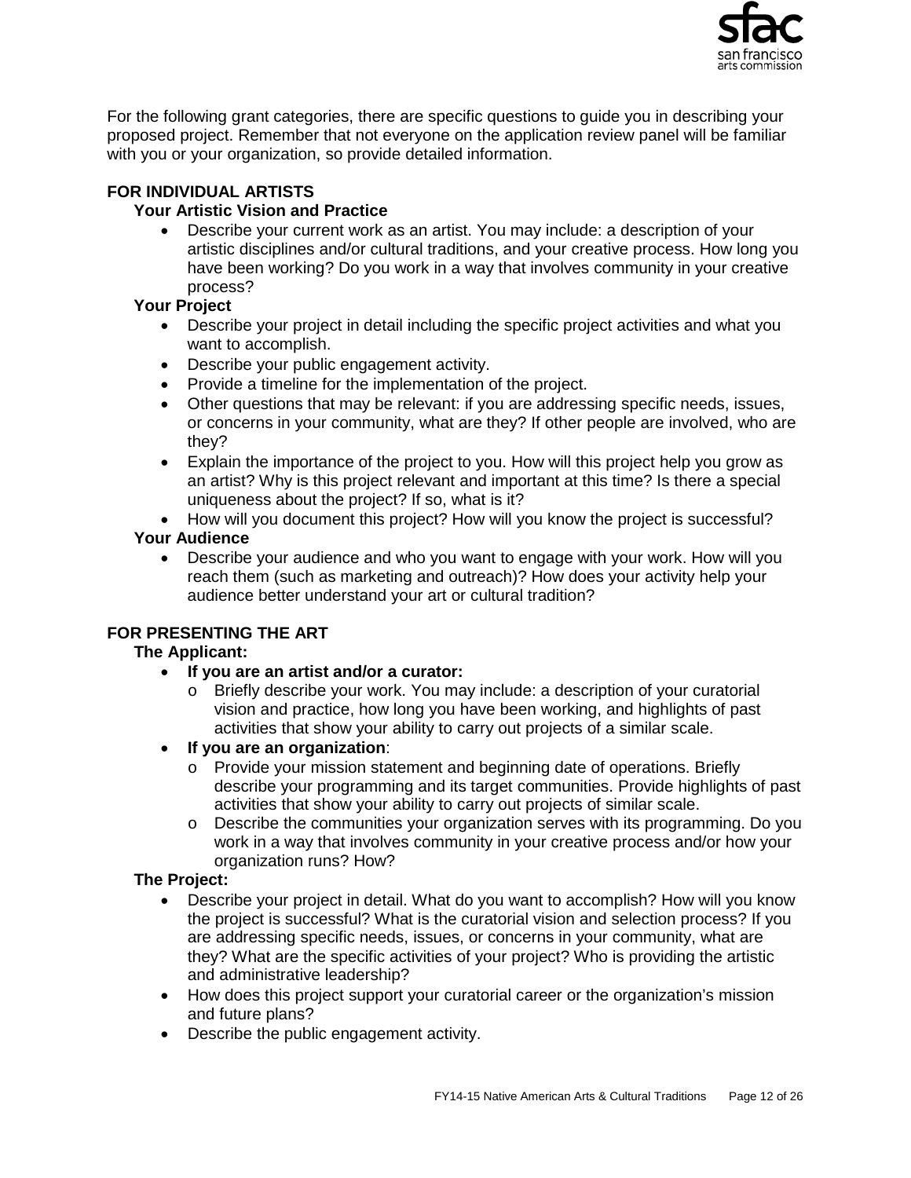For the following grant categories, there are specific questions to guide you in describing your proposed project. Remember that not everyone on the application review panel will be familiar with you or your organization, so provide detailed information.

**FOR INDIVIDUAL ARTISTS**

**Your Artistic Vision and Practice**

- Describe your current work as an artist. You may include: a description of your artistic disciplines and/or cultural traditions, and your creative process. How long you have been working? Do you work in a way that involves community in your creative process?

**Your Project**

- Describe your project in detail including the specific project activities and what you want to accomplish.
- Describe your public engagement activity.
- Provide a timeline for the implementation of the project.
- Other questions that may be relevant: if you are addressing specific needs, issues, or concerns in your community, what are they? If other people are involved, who are they?
- Explain the importance of the project to you. How will this project help you grow as an artist? Why is this project relevant and important at this time? Is there a special uniqueness about the project? If so, what is it?
- How will you document this project? How will you know the project is successful?

**Your Audience**

- Describe your audience and who you want to engage with your work. How will you reach them (such as marketing and outreach)? How does your activity help your audience better understand your art or cultural tradition?

**FOR PRESENTING THE ART**

**The Applicant:**

- **If you are an artist and/or a curator:**
  - Briefly describe your work. You may include: a description of your curatorial vision and practice, how long you have been working, and highlights of past activities that show your ability to carry out projects of a similar scale.
- **If you are an organization**:
  - Provide your mission statement and beginning date of operations. Briefly describe your programming and its target communities. Provide highlights of past activities that show your ability to carry out projects of similar scale.
  - Describe the communities your organization serves with its programming. Do you work in a way that involves community in your creative process and/or how your organization runs? How?

**The Project:**

- Describe your project in detail. What do you want to accomplish? How will you know the project is successful? What is the curatorial vision and selection process? If you are addressing specific needs, issues, or concerns in your community, what are they? What are the specific activities of your project? Who is providing the artistic and administrative leadership?
- How does this project support your curatorial career or the organization's mission and future plans?
- Describe the public engagement activity.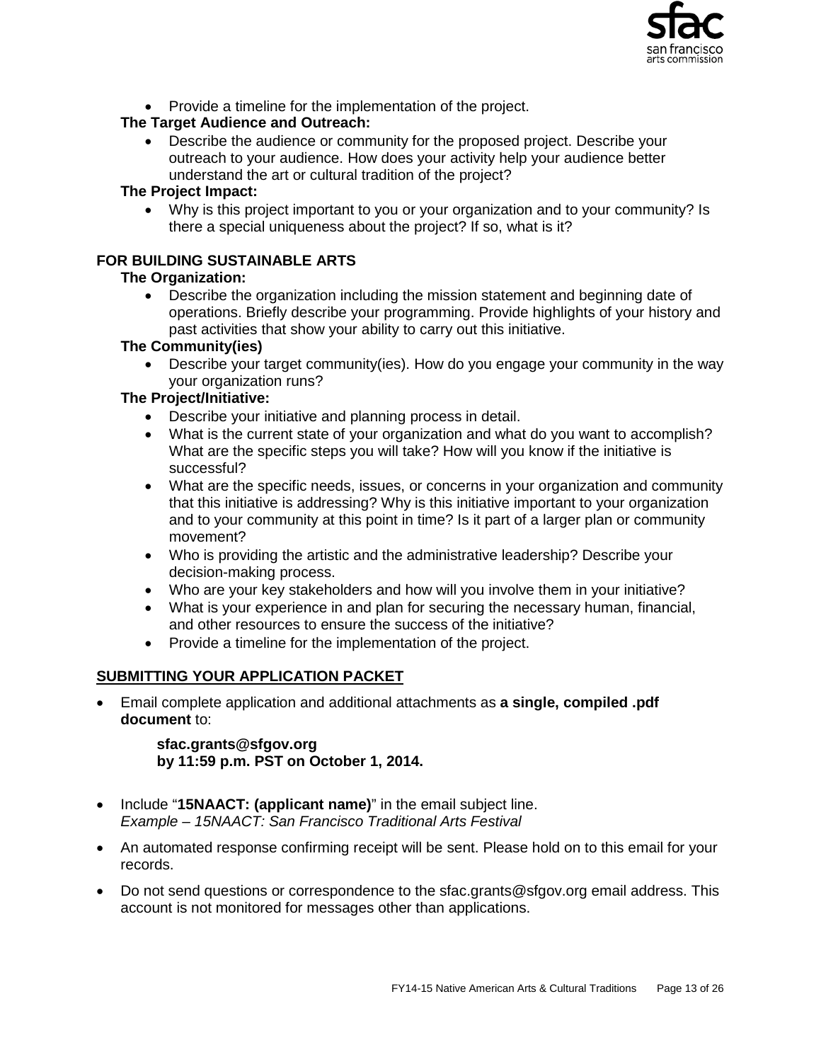- Provide a timeline for the implementation of the project.

**The Target Audience and Outreach:**

- Describe the audience or community for the proposed project. Describe your outreach to your audience. How does your activity help your audience better understand the art or cultural tradition of the project?

**The Project Impact:**

- Why is this project important to you or your organization and to your community? Is there a special uniqueness about the project? If so, what is it?

**FOR BUILDING SUSTAINABLE ARTS**

**The Organization:**

- Describe the organization including the mission statement and beginning date of operations. Briefly describe your programming. Provide highlights of your history and past activities that show your ability to carry out this initiative.

**The Community(ies)**

- Describe your target community(ies). How do you engage your community in the way your organization runs?

**The Project/Initiative:**

- Describe your initiative and planning process in detail.
- What is the current state of your organization and what do you want to accomplish? What are the specific steps you will take? How will you know if the initiative is successful?
- What are the specific needs, issues, or concerns in your organization and community that this initiative is addressing? Why is this initiative important to your organization and to your community at this point in time? Is it part of a larger plan or community movement?
- Who is providing the artistic and the administrative leadership? Describe your decision-making process.
- Who are your key stakeholders and how will you involve them in your initiative?
- What is your experience in and plan for securing the necessary human, financial, and other resources to ensure the success of the initiative?
- Provide a timeline for the implementation of the project.

## SUBMITTING YOUR APPLICATION PACKET

- Email complete application and additional attachments as **a single, compiled .pdf document** to:

  **sfac.grants@sfgov.org**
  **by 11:59 p.m. PST on October 1, 2014.**

- Include "**15NAACT: (applicant name)**" in the email subject line.
  *Example – 15NAACT: San Francisco Traditional Arts Festival*
- An automated response confirming receipt will be sent. Please hold on to this email for your records.
- Do not send questions or correspondence to the sfac.grants@sfgov.org email address. This account is not monitored for messages other than applications.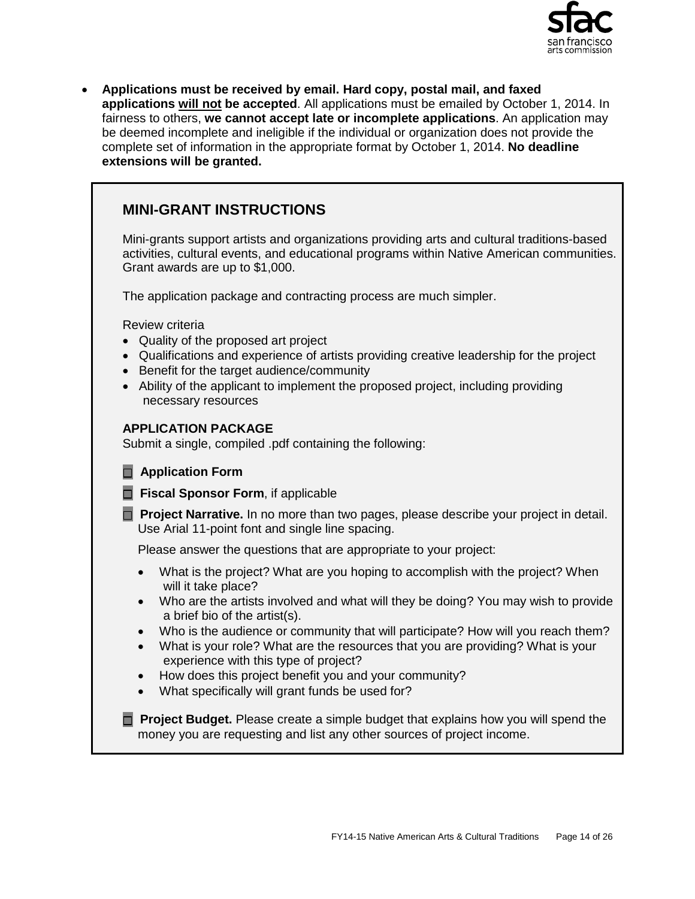- **Applications must be received by email. Hard copy, postal mail, and faxed applications <u>will not</u> be accepted**. All applications must be emailed by October 1, 2014. In fairness to others, **we cannot accept late or incomplete applications**. An application may be deemed incomplete and ineligible if the individual or organization does not provide the complete set of information in the appropriate format by October 1, 2014. **No deadline extensions will be granted.**

## MINI-GRANT INSTRUCTIONS

Mini-grants support artists and organizations providing arts and cultural traditions-based activities, cultural events, and educational programs within Native American communities. Grant awards are up to $1,000.

The application package and contracting process are much simpler.

Review criteria

- Quality of the proposed art project
- Qualifications and experience of artists providing creative leadership for the project
- Benefit for the target audience/community
- Ability of the applicant to implement the proposed project, including providing necessary resources

### APPLICATION PACKAGE

Submit a single, compiled .pdf containing the following:

- ☐ **Application Form**
- ☐ **Fiscal Sponsor Form**, if applicable
- ☐ **Project Narrative.** In no more than two pages, please describe your project in detail. Use Arial 11-point font and single line spacing.

  Please answer the questions that are appropriate to your project:

  - What is the project? What are you hoping to accomplish with the project? When will it take place?
  - Who are the artists involved and what will they be doing? You may wish to provide a brief bio of the artist(s).
  - Who is the audience or community that will participate? How will you reach them?
  - What is your role? What are the resources that you are providing? What is your experience with this type of project?
  - How does this project benefit you and your community?
  - What specifically will grant funds be used for?

- ☐ **Project Budget.** Please create a simple budget that explains how you will spend the money you are requesting and list any other sources of project income.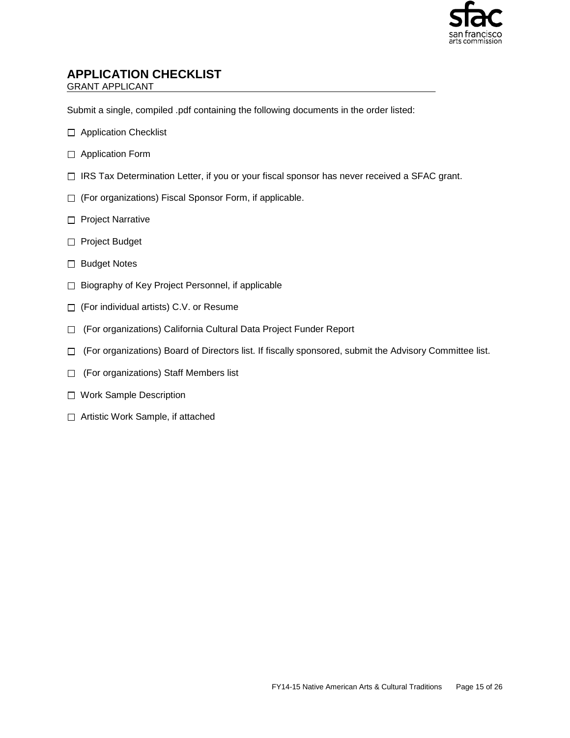# APPLICATION CHECKLIST

GRANT APPLICANT

Submit a single, compiled .pdf containing the following documents in the order listed:

- ☐ Application Checklist
- ☐ Application Form
- ☐ IRS Tax Determination Letter, if you or your fiscal sponsor has never received a SFAC grant.
- ☐ (For organizations) Fiscal Sponsor Form, if applicable.
- ☐ Project Narrative
- ☐ Project Budget
- ☐ Budget Notes
- ☐ Biography of Key Project Personnel, if applicable
- ☐ (For individual artists) C.V. or Resume
- ☐ (For organizations) California Cultural Data Project Funder Report
- ☐ (For organizations) Board of Directors list. If fiscally sponsored, submit the Advisory Committee list.
- ☐ (For organizations) Staff Members list
- ☐ Work Sample Description
- ☐ Artistic Work Sample, if attached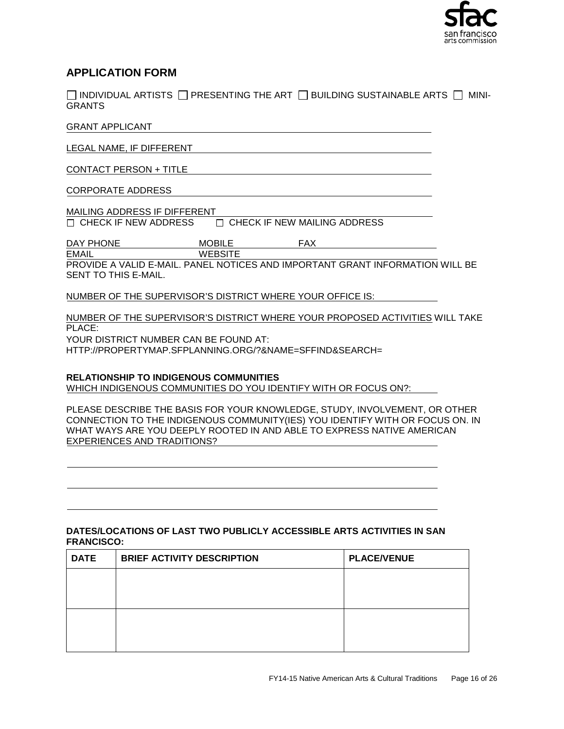## APPLICATION FORM

☐ INDIVIDUAL ARTISTS ☐ PRESENTING THE ART ☐ BUILDING SUSTAINABLE ARTS ☐ MINI-GRANTS

GRANT APPLICANT ______________________________________________

LEGAL NAME, IF DIFFERENT ______________________________________________

CONTACT PERSON + TITLE ______________________________________________

CORPORATE ADDRESS ______________________________________________

MAILING ADDRESS IF DIFFERENT ______________________________________________

☐ CHECK IF NEW ADDRESS ☐ CHECK IF NEW MAILING ADDRESS

DAY PHONE ____________ MOBILE ____________ FAX ____________

EMAIL ____________ WEBSITE ____________

PROVIDE A VALID E-MAIL. PANEL NOTICES AND IMPORTANT GRANT INFORMATION WILL BE SENT TO THIS E-MAIL.

NUMBER OF THE SUPERVISOR'S DISTRICT WHERE YOUR OFFICE IS: ____________

NUMBER OF THE SUPERVISOR'S DISTRICT WHERE YOUR PROPOSED ACTIVITIES WILL TAKE PLACE:

YOUR DISTRICT NUMBER CAN BE FOUND AT:
HTTP://PROPERTYMAP.SFPLANNING.ORG/?&NAME=SFFIND&SEARCH=

**RELATIONSHIP TO INDIGENOUS COMMUNITIES**

WHICH INDIGENOUS COMMUNITIES DO YOU IDENTIFY WITH OR FOCUS ON?: ____________

PLEASE DESCRIBE THE BASIS FOR YOUR KNOWLEDGE, STUDY, INVOLVEMENT, OR OTHER CONNECTION TO THE INDIGENOUS COMMUNITY(IES) YOU IDENTIFY WITH OR FOCUS ON. IN WHAT WAYS ARE YOU DEEPLY ROOTED IN AND ABLE TO EXPRESS NATIVE AMERICAN EXPERIENCES AND TRADITIONS? ____________

______________________________________________

______________________________________________

______________________________________________

**DATES/LOCATIONS OF LAST TWO PUBLICLY ACCESSIBLE ARTS ACTIVITIES IN SAN FRANCISCO:**

| DATE | BRIEF ACTIVITY DESCRIPTION | PLACE/VENUE |
|---|---|---|
| | | |
| | | |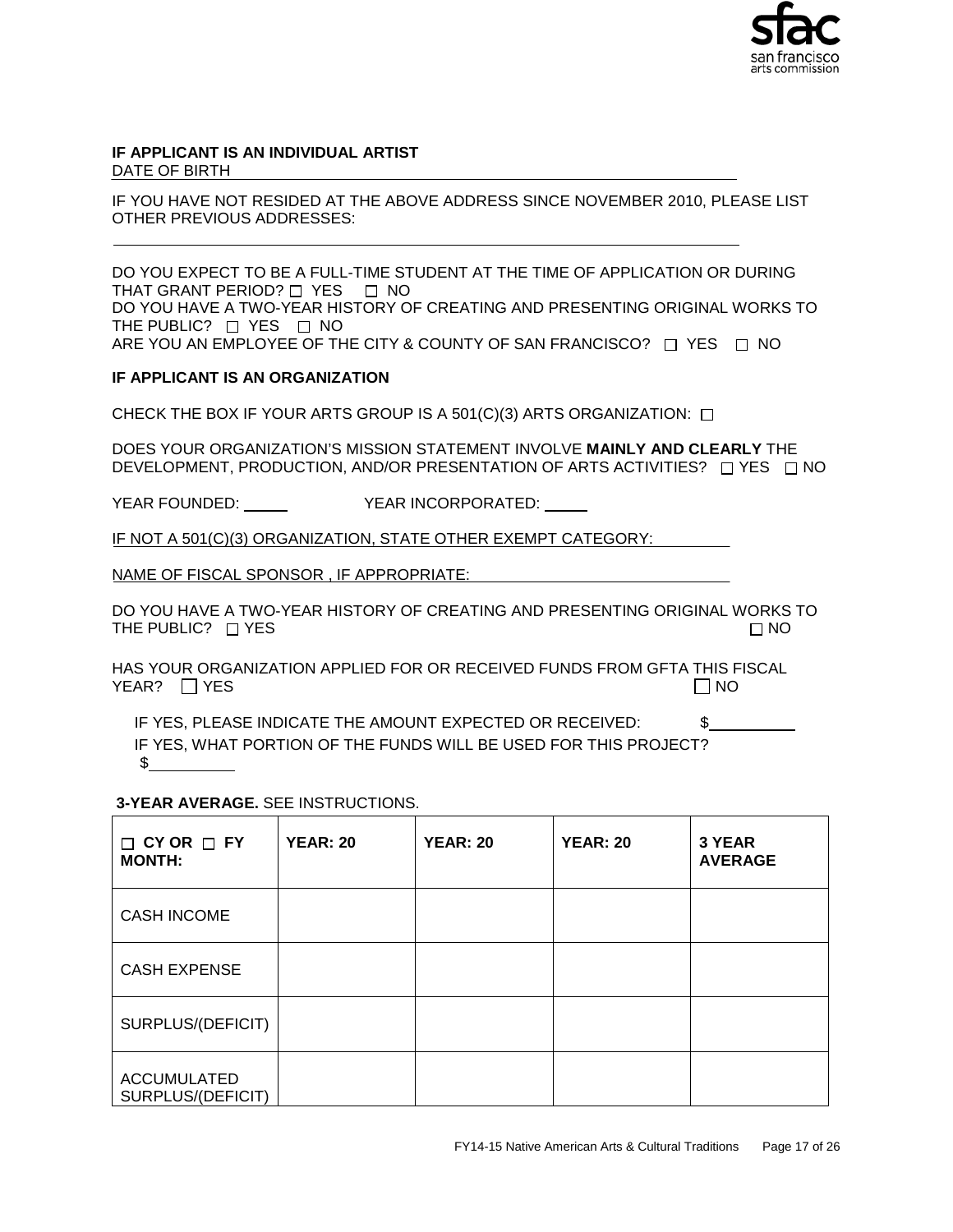**IF APPLICANT IS AN INDIVIDUAL ARTIST**

DATE OF BIRTH ____________________________________________

IF YOU HAVE NOT RESIDED AT THE ABOVE ADDRESS SINCE NOVEMBER 2010, PLEASE LIST OTHER PREVIOUS ADDRESSES:

____________________________________________

DO YOU EXPECT TO BE A FULL-TIME STUDENT AT THE TIME OF APPLICATION OR DURING THAT GRANT PERIOD? ☐ YES ☐ NO

DO YOU HAVE A TWO-YEAR HISTORY OF CREATING AND PRESENTING ORIGINAL WORKS TO THE PUBLIC? ☐ YES ☐ NO

ARE YOU AN EMPLOYEE OF THE CITY & COUNTY OF SAN FRANCISCO? ☐ YES ☐ NO

**IF APPLICANT IS AN ORGANIZATION**

CHECK THE BOX IF YOUR ARTS GROUP IS A 501(C)(3) ARTS ORGANIZATION: ☐

DOES YOUR ORGANIZATION'S MISSION STATEMENT INVOLVE **MAINLY AND CLEARLY** THE DEVELOPMENT, PRODUCTION, AND/OR PRESENTATION OF ARTS ACTIVITIES? ☐ YES ☐ NO

YEAR FOUNDED: _____ YEAR INCORPORATED: _____

IF NOT A 501(C)(3) ORGANIZATION, STATE OTHER EXEMPT CATEGORY: __________

NAME OF FISCAL SPONSOR , IF APPROPRIATE: __________

DO YOU HAVE A TWO-YEAR HISTORY OF CREATING AND PRESENTING ORIGINAL WORKS TO THE PUBLIC? ☐ YES ☐ NO

HAS YOUR ORGANIZATION APPLIED FOR OR RECEIVED FUNDS FROM GFTA THIS FISCAL YEAR? ☐ YES ☐ NO

IF YES, PLEASE INDICATE THE AMOUNT EXPECTED OR RECEIVED: $__________

IF YES, WHAT PORTION OF THE FUNDS WILL BE USED FOR THIS PROJECT? $__________

**3-YEAR AVERAGE.** SEE INSTRUCTIONS.

| ☐ **CY OR** ☐ **FY MONTH:** | **YEAR: 20** | **YEAR: 20** | **YEAR: 20** | **3 YEAR AVERAGE** |
|---|---|---|---|---|
| CASH INCOME | | | | |
| CASH EXPENSE | | | | |
| SURPLUS/(DEFICIT) | | | | |
| ACCUMULATED SURPLUS/(DEFICIT) | | | | |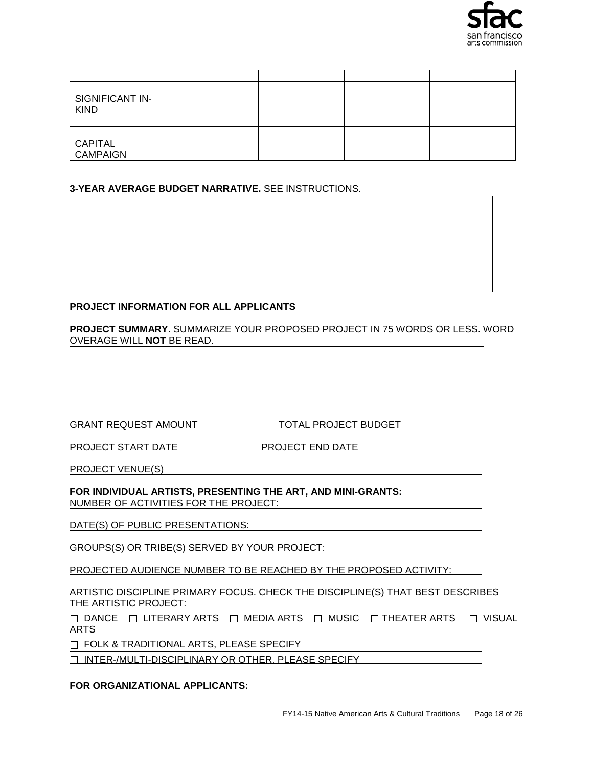| | | | | |
|---|---|---|---|---|
| SIGNIFICANT IN-KIND | | | | |
| CAPITAL CAMPAIGN | | | | |

**3-YEAR AVERAGE BUDGET NARRATIVE.** SEE INSTRUCTIONS.

**PROJECT INFORMATION FOR ALL APPLICANTS**

**PROJECT SUMMARY.** SUMMARIZE YOUR PROPOSED PROJECT IN 75 WORDS OR LESS. WORD OVERAGE WILL **NOT** BE READ.

GRANT REQUEST AMOUNT TOTAL PROJECT BUDGET

PROJECT START DATE PROJECT END DATE

PROJECT VENUE(S)

**FOR INDIVIDUAL ARTISTS, PRESENTING THE ART, AND MINI-GRANTS:**

NUMBER OF ACTIVITIES FOR THE PROJECT:

DATE(S) OF PUBLIC PRESENTATIONS:

GROUPS(S) OR TRIBE(S) SERVED BY YOUR PROJECT:

PROJECTED AUDIENCE NUMBER TO BE REACHED BY THE PROPOSED ACTIVITY:

ARTISTIC DISCIPLINE PRIMARY FOCUS. CHECK THE DISCIPLINE(S) THAT BEST DESCRIBES THE ARTISTIC PROJECT:

☐ DANCE ☐ LITERARY ARTS ☐ MEDIA ARTS ☐ MUSIC ☐ THEATER ARTS ☐ VISUAL ARTS

☐ FOLK & TRADITIONAL ARTS, PLEASE SPECIFY

☐ INTER-/MULTI-DISCIPLINARY OR OTHER, PLEASE SPECIFY

**FOR ORGANIZATIONAL APPLICANTS:**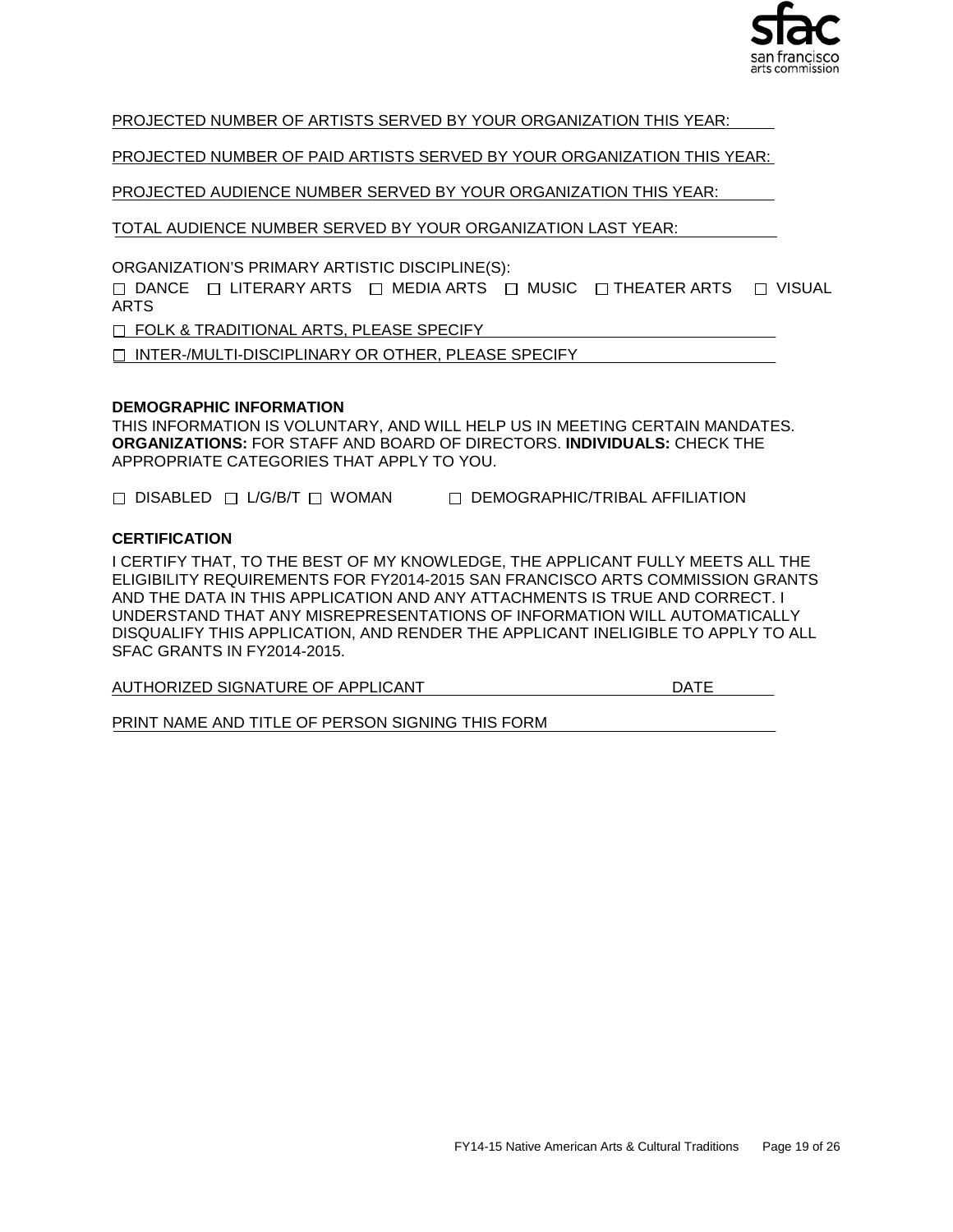PROJECTED NUMBER OF ARTISTS SERVED BY YOUR ORGANIZATION THIS YEAR: \_\_\_\_\_\_

PROJECTED NUMBER OF PAID ARTISTS SERVED BY YOUR ORGANIZATION THIS YEAR: \_\_\_\_\_\_

PROJECTED AUDIENCE NUMBER SERVED BY YOUR ORGANIZATION THIS YEAR: \_\_\_\_\_\_

TOTAL AUDIENCE NUMBER SERVED BY YOUR ORGANIZATION LAST YEAR: \_\_\_\_\_\_

ORGANIZATION'S PRIMARY ARTISTIC DISCIPLINE(S):

☐ DANCE ☐ LITERARY ARTS ☐ MEDIA ARTS ☐ MUSIC ☐ THEATER ARTS ☐ VISUAL ARTS

☐ FOLK & TRADITIONAL ARTS, PLEASE SPECIFY \_\_\_\_\_\_

☐ INTER-/MULTI-DISCIPLINARY OR OTHER, PLEASE SPECIFY \_\_\_\_\_\_

**DEMOGRAPHIC INFORMATION**

THIS INFORMATION IS VOLUNTARY, AND WILL HELP US IN MEETING CERTAIN MANDATES. **ORGANIZATIONS:** FOR STAFF AND BOARD OF DIRECTORS. **INDIVIDUALS:** CHECK THE APPROPRIATE CATEGORIES THAT APPLY TO YOU.

☐ DISABLED ☐ L/G/B/T ☐ WOMAN ☐ DEMOGRAPHIC/TRIBAL AFFILIATION

**CERTIFICATION**

I CERTIFY THAT, TO THE BEST OF MY KNOWLEDGE, THE APPLICANT FULLY MEETS ALL THE ELIGIBILITY REQUIREMENTS FOR FY2014-2015 SAN FRANCISCO ARTS COMMISSION GRANTS AND THE DATA IN THIS APPLICATION AND ANY ATTACHMENTS IS TRUE AND CORRECT. I UNDERSTAND THAT ANY MISREPRESENTATIONS OF INFORMATION WILL AUTOMATICALLY DISQUALIFY THIS APPLICATION, AND RENDER THE APPLICANT INELIGIBLE TO APPLY TO ALL SFAC GRANTS IN FY2014-2015.

AUTHORIZED SIGNATURE OF APPLICANT \_\_\_\_\_\_ DATE \_\_\_\_\_\_

PRINT NAME AND TITLE OF PERSON SIGNING THIS FORM \_\_\_\_\_\_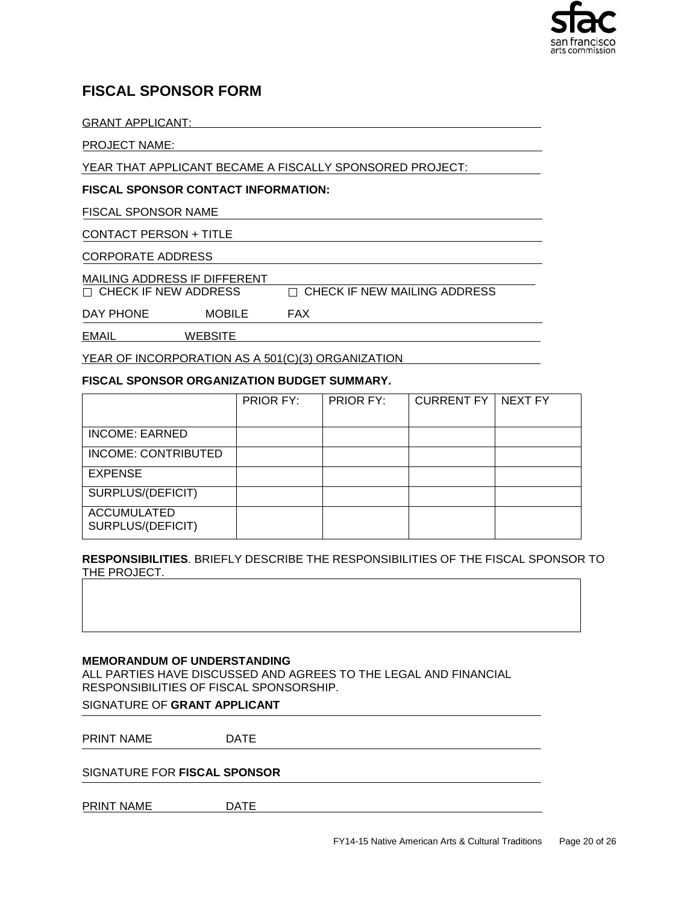# FISCAL SPONSOR FORM

GRANT APPLICANT:

PROJECT NAME:

YEAR THAT APPLICANT BECAME A FISCALLY SPONSORED PROJECT:

**FISCAL SPONSOR CONTACT INFORMATION:**

FISCAL SPONSOR NAME

CONTACT PERSON + TITLE

CORPORATE ADDRESS

MAILING ADDRESS IF DIFFERENT

☐ CHECK IF NEW ADDRESS ☐ CHECK IF NEW MAILING ADDRESS

DAY PHONE MOBILE FAX

EMAIL WEBSITE

YEAR OF INCORPORATION AS A 501(C)(3) ORGANIZATION

**FISCAL SPONSOR ORGANIZATION BUDGET SUMMARY.**

| | PRIOR FY: | PRIOR FY: | CURRENT FY | NEXT FY |
|---|---|---|---|---|
| INCOME: EARNED | | | | |
| INCOME: CONTRIBUTED | | | | |
| EXPENSE | | | | |
| SURPLUS/(DEFICIT) | | | | |
| ACCUMULATED SURPLUS/(DEFICIT) | | | | |

**RESPONSIBILITIES**. BRIEFLY DESCRIBE THE RESPONSIBILITIES OF THE FISCAL SPONSOR TO THE PROJECT.

**MEMORANDUM OF UNDERSTANDING**

ALL PARTIES HAVE DISCUSSED AND AGREES TO THE LEGAL AND FINANCIAL RESPONSIBILITIES OF FISCAL SPONSORSHIP.

SIGNATURE OF **GRANT APPLICANT**

PRINT NAME DATE

SIGNATURE FOR **FISCAL SPONSOR**

PRINT NAME DATE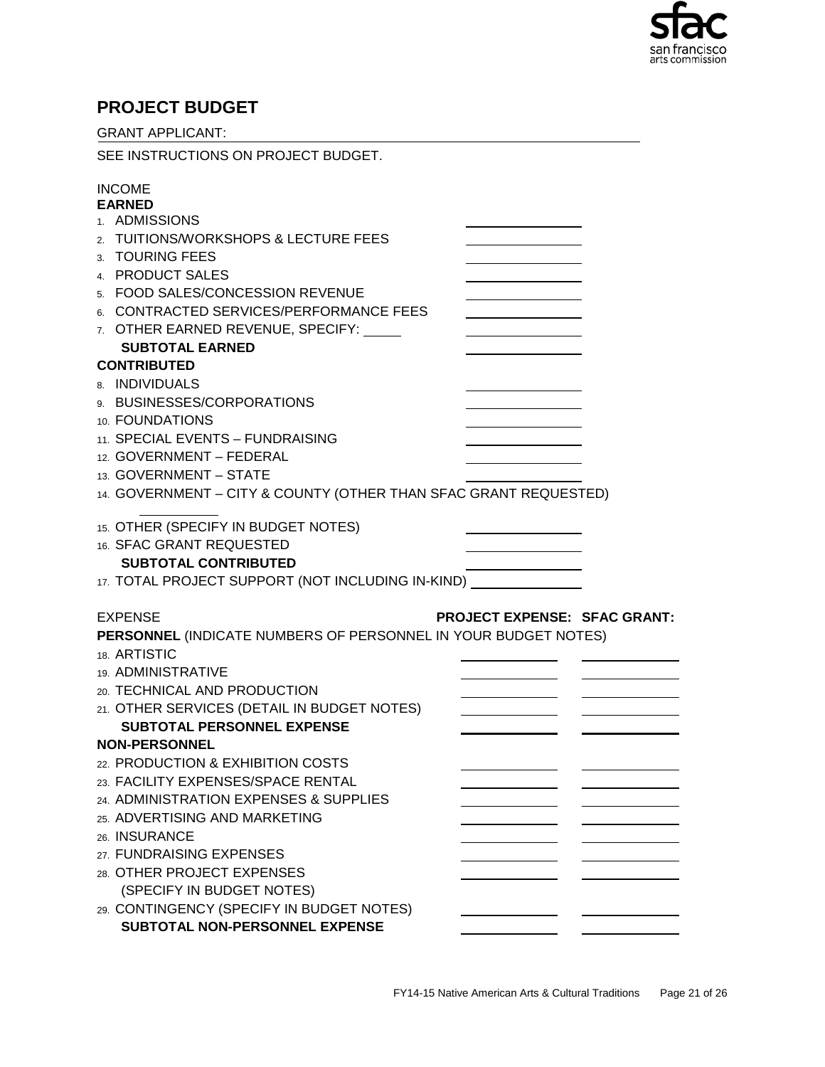## PROJECT BUDGET

GRANT APPLICANT: ______________________________________________

SEE INSTRUCTIONS ON PROJECT BUDGET.

**INCOME**

**EARNED**

| | |
|---|---|
| 1. ADMISSIONS | ______ |
| 2. TUITIONS/WORKSHOPS & LECTURE FEES | ______ |
| 3. TOURING FEES | ______ |
| 4. PRODUCT SALES | ______ |
| 5. FOOD SALES/CONCESSION REVENUE | ______ |
| 6. CONTRACTED SERVICES/PERFORMANCE FEES | ______ |
| 7. OTHER EARNED REVENUE, SPECIFY: _____ | ______ |
| **SUBTOTAL EARNED** | ______ |

**CONTRIBUTED**

| | |
|---|---|
| 8. INDIVIDUALS | ______ |
| 9. BUSINESSES/CORPORATIONS | ______ |
| 10. FOUNDATIONS | ______ |
| 11. SPECIAL EVENTS – FUNDRAISING | ______ |
| 12. GOVERNMENT – FEDERAL | ______ |
| 13. GOVERNMENT – STATE | ______ |
| 14. GOVERNMENT – CITY & COUNTY (OTHER THAN SFAC GRANT REQUESTED) | ______ |
| 15. OTHER (SPECIFY IN BUDGET NOTES) | ______ |
| 16. SFAC GRANT REQUESTED | ______ |
| **SUBTOTAL CONTRIBUTED** | ______ |
| 17. TOTAL PROJECT SUPPORT (NOT INCLUDING IN-KIND) | ______ |

| EXPENSE | PROJECT EXPENSE: | SFAC GRANT: |
|---|---|---|
| **PERSONNEL** (INDICATE NUMBERS OF PERSONNEL IN YOUR BUDGET NOTES) | | |
| 18. ARTISTIC | ______ | ______ |
| 19. ADMINISTRATIVE | ______ | ______ |
| 20. TECHNICAL AND PRODUCTION | ______ | ______ |
| 21. OTHER SERVICES (DETAIL IN BUDGET NOTES) | ______ | ______ |
| **SUBTOTAL PERSONNEL EXPENSE** | ______ | ______ |
| **NON-PERSONNEL** | | |
| 22. PRODUCTION & EXHIBITION COSTS | ______ | ______ |
| 23. FACILITY EXPENSES/SPACE RENTAL | ______ | ______ |
| 24. ADMINISTRATION EXPENSES & SUPPLIES | ______ | ______ |
| 25. ADVERTISING AND MARKETING | ______ | ______ |
| 26. INSURANCE | ______ | ______ |
| 27. FUNDRAISING EXPENSES | ______ | ______ |
| 28. OTHER PROJECT EXPENSES (SPECIFY IN BUDGET NOTES) | ______ | ______ |
| 29. CONTINGENCY (SPECIFY IN BUDGET NOTES) | ______ | ______ |
| **SUBTOTAL NON-PERSONNEL EXPENSE** | ______ | ______ |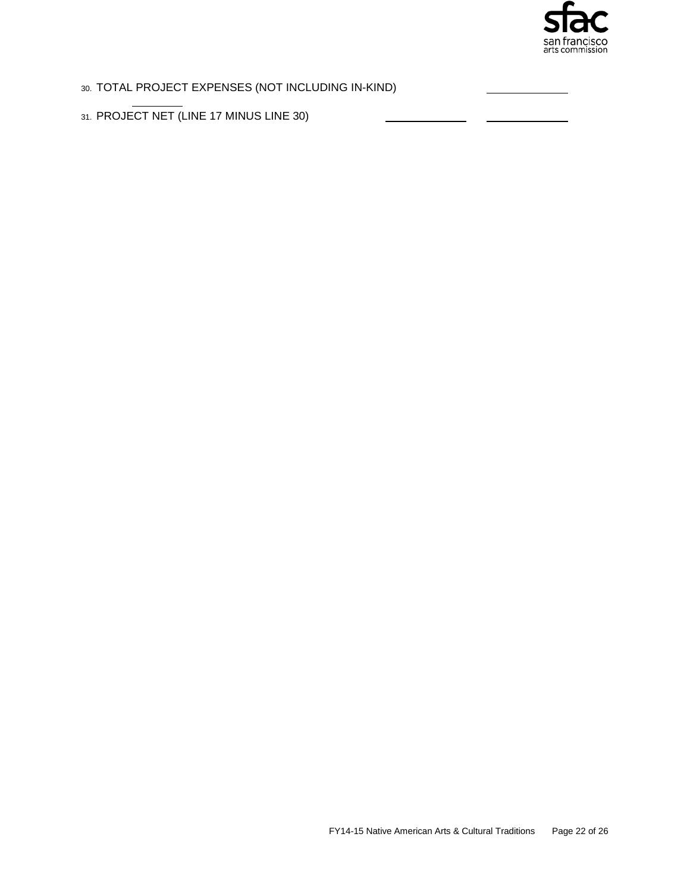30. TOTAL PROJECT EXPENSES (NOT INCLUDING IN-KIND) \_\_\_\_\_\_\_\_\_\_\_\_

31. PROJECT NET (LINE 17 MINUS LINE 30) \_\_\_\_\_\_\_\_\_\_\_\_ \_\_\_\_\_\_\_\_\_\_\_\_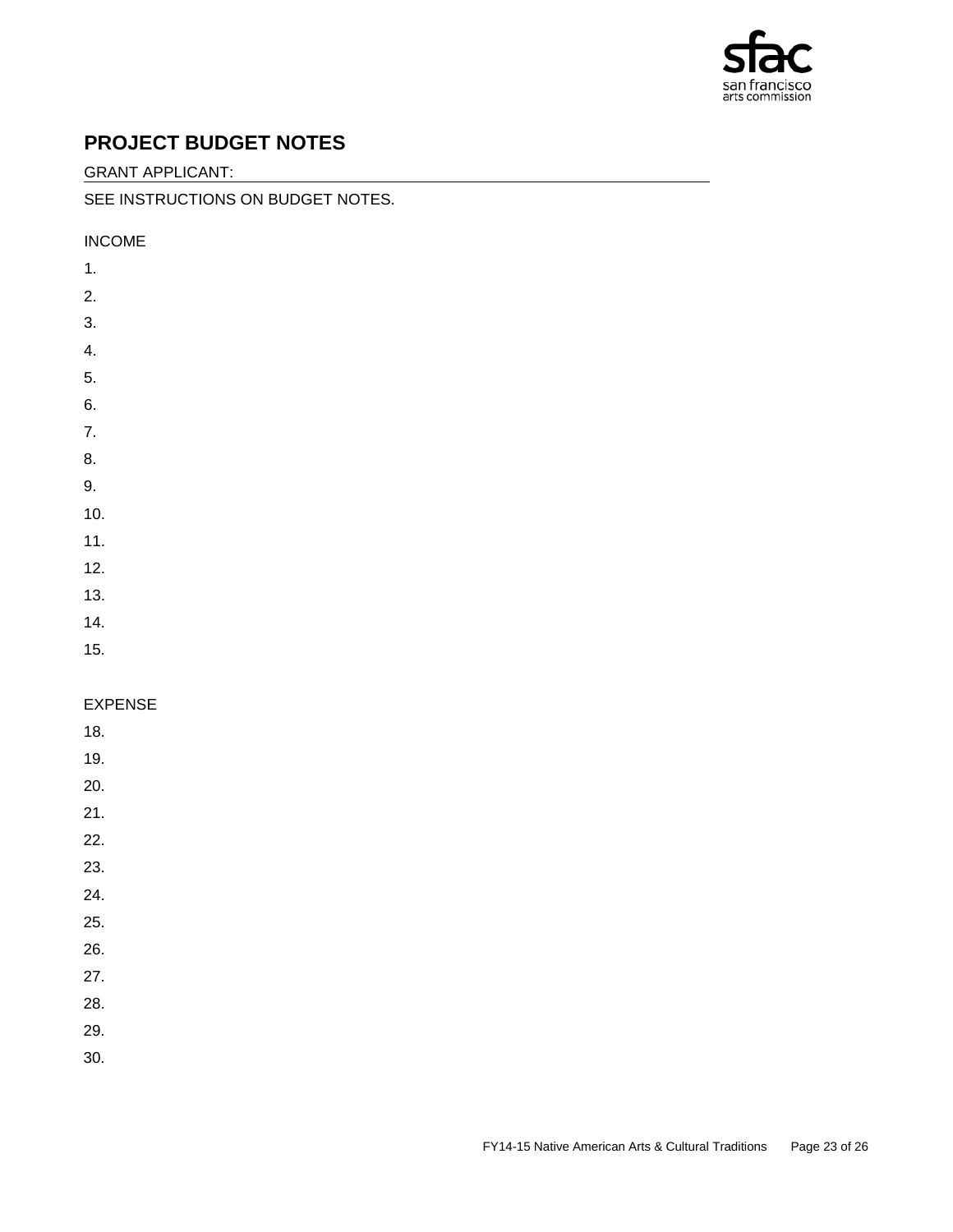## PROJECT BUDGET NOTES

GRANT APPLICANT: \_\_\_\_\_\_\_\_\_\_\_\_\_\_\_\_\_\_\_\_\_\_\_\_\_\_\_\_\_\_\_\_\_\_\_\_\_\_\_\_

SEE INSTRUCTIONS ON BUDGET NOTES.

INCOME

1.

2.

3.

4.

5.

6.

7.

8.

9.

10.

11.

12.

13.

14.

15.

EXPENSE

18.

19.

20.

21.

22.

23.

24.

25.

26.

27.

28.

29.

30.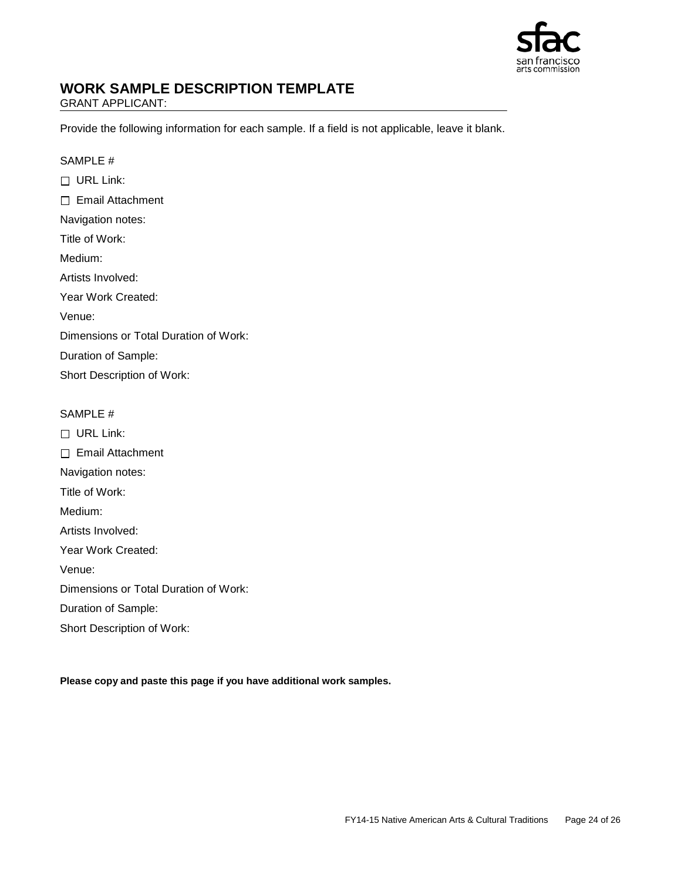## WORK SAMPLE DESCRIPTION TEMPLATE

GRANT APPLICANT:

Provide the following information for each sample. If a field is not applicable, leave it blank.

SAMPLE #

☐ URL Link:

☐ Email Attachment

Navigation notes:

Title of Work:

Medium:

Artists Involved:

Year Work Created:

Venue:

Dimensions or Total Duration of Work:

Duration of Sample:

Short Description of Work:

SAMPLE #

☐ URL Link:

☐ Email Attachment

Navigation notes:

Title of Work:

Medium:

Artists Involved:

Year Work Created:

Venue:

Dimensions or Total Duration of Work:

Duration of Sample:

Short Description of Work:

**Please copy and paste this page if you have additional work samples.**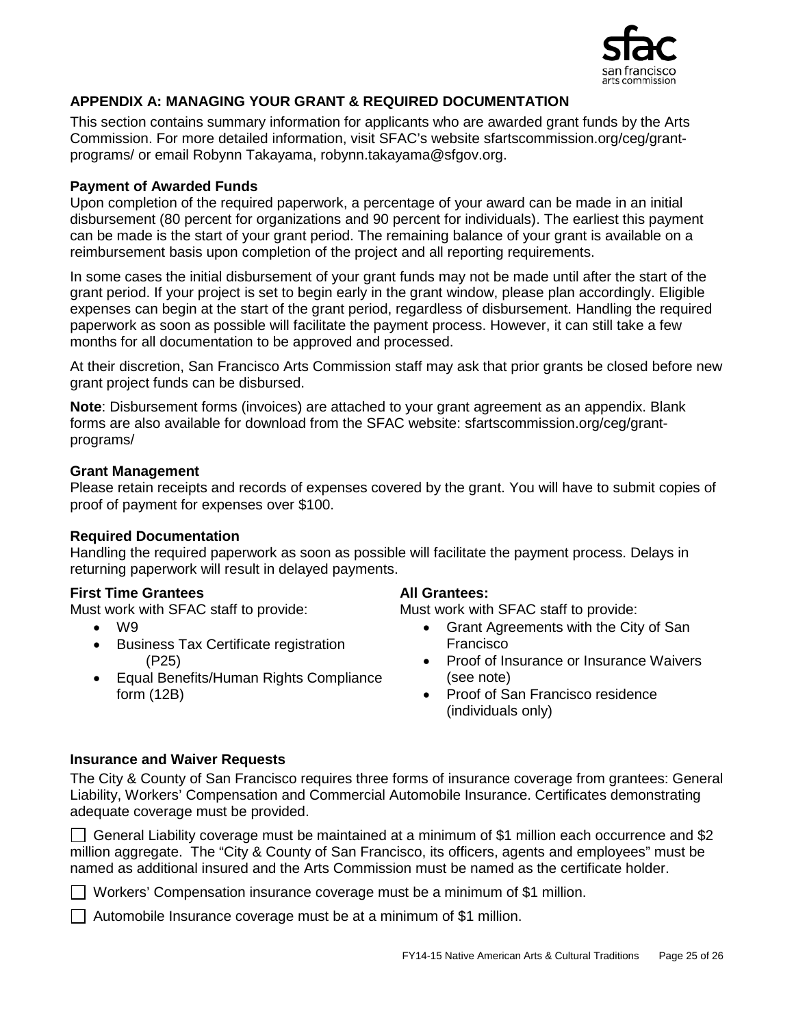## APPENDIX A: MANAGING YOUR GRANT & REQUIRED DOCUMENTATION

This section contains summary information for applicants who are awarded grant funds by the Arts Commission. For more detailed information, visit SFAC's website sfartscommission.org/ceg/grant-programs/ or email Robynn Takayama, robynn.takayama@sfgov.org.

### Payment of Awarded Funds

Upon completion of the required paperwork, a percentage of your award can be made in an initial disbursement (80 percent for organizations and 90 percent for individuals). The earliest this payment can be made is the start of your grant period. The remaining balance of your grant is available on a reimbursement basis upon completion of the project and all reporting requirements.

In some cases the initial disbursement of your grant funds may not be made until after the start of the grant period. If your project is set to begin early in the grant window, please plan accordingly. Eligible expenses can begin at the start of the grant period, regardless of disbursement. Handling the required paperwork as soon as possible will facilitate the payment process. However, it can still take a few months for all documentation to be approved and processed.

At their discretion, San Francisco Arts Commission staff may ask that prior grants be closed before new grant project funds can be disbursed.

**Note**: Disbursement forms (invoices) are attached to your grant agreement as an appendix. Blank forms are also available for download from the SFAC website: sfartscommission.org/ceg/grant-programs/

### Grant Management

Please retain receipts and records of expenses covered by the grant. You will have to submit copies of proof of payment for expenses over $100.

### Required Documentation

Handling the required paperwork as soon as possible will facilitate the payment process. Delays in returning paperwork will result in delayed payments.

**First Time Grantees**

Must work with SFAC staff to provide:

- W9
- Business Tax Certificate registration (P25)
- Equal Benefits/Human Rights Compliance form (12B)

**All Grantees:**

Must work with SFAC staff to provide:

- Grant Agreements with the City of San Francisco
- Proof of Insurance or Insurance Waivers (see note)
- Proof of San Francisco residence (individuals only)

### Insurance and Waiver Requests

The City & County of San Francisco requires three forms of insurance coverage from grantees: General Liability, Workers' Compensation and Commercial Automobile Insurance. Certificates demonstrating adequate coverage must be provided.

☐ General Liability coverage must be maintained at a minimum of $1 million each occurrence and $2 million aggregate. The "City & County of San Francisco, its officers, agents and employees" must be named as additional insured and the Arts Commission must be named as the certificate holder.

☐ Workers' Compensation insurance coverage must be a minimum of $1 million.

☐ Automobile Insurance coverage must be at a minimum of $1 million.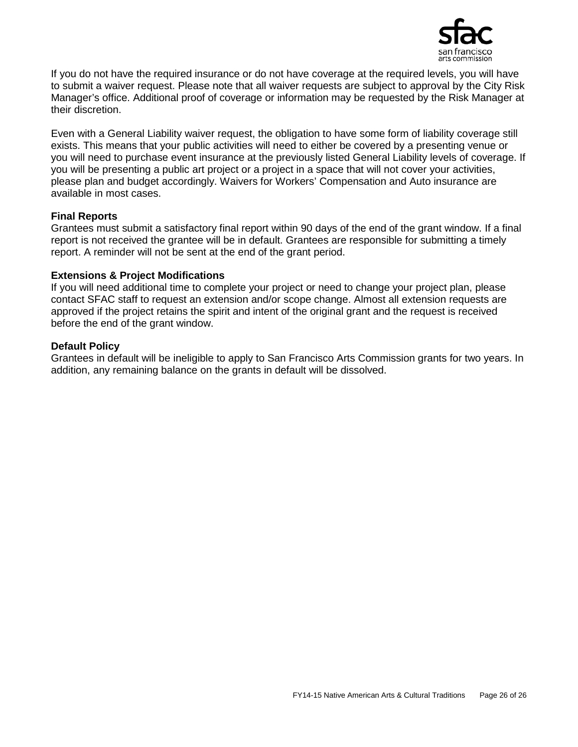If you do not have the required insurance or do not have coverage at the required levels, you will have to submit a waiver request. Please note that all waiver requests are subject to approval by the City Risk Manager's office. Additional proof of coverage or information may be requested by the Risk Manager at their discretion.

Even with a General Liability waiver request, the obligation to have some form of liability coverage still exists. This means that your public activities will need to either be covered by a presenting venue or you will need to purchase event insurance at the previously listed General Liability levels of coverage. If you will be presenting a public art project or a project in a space that will not cover your activities, please plan and budget accordingly. Waivers for Workers' Compensation and Auto insurance are available in most cases.

**Final Reports**
Grantees must submit a satisfactory final report within 90 days of the end of the grant window. If a final report is not received the grantee will be in default. Grantees are responsible for submitting a timely report. A reminder will not be sent at the end of the grant period.

**Extensions & Project Modifications**
If you will need additional time to complete your project or need to change your project plan, please contact SFAC staff to request an extension and/or scope change. Almost all extension requests are approved if the project retains the spirit and intent of the original grant and the request is received before the end of the grant window.

**Default Policy**
Grantees in default will be ineligible to apply to San Francisco Arts Commission grants for two years. In addition, any remaining balance on the grants in default will be dissolved.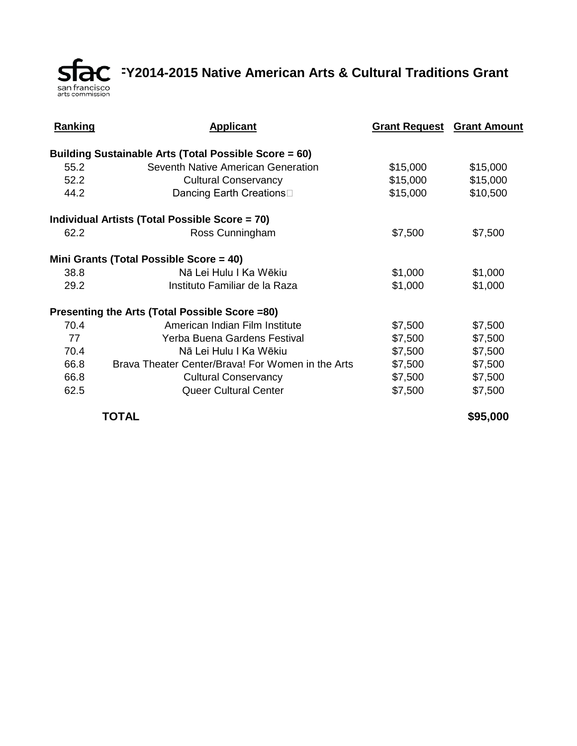sfac san francisco arts commission

# FY2014-2015 Native American Arts & Cultural Traditions Grant

| Ranking | Applicant | Grant Request | Grant Amount |
|---|---|---|---|
| **Building Sustainable Arts (Total Possible Score = 60)** | | | |
| 55.2 | Seventh Native American Generation | $15,000 | $15,000 |
| 52.2 | Cultural Conservancy | $15,000 | $15,000 |
| 44.2 | Dancing Earth Creations | $15,000 | $10,500 |
| **Individual Artists (Total Possible Score = 70)** | | | |
| 62.2 | Ross Cunningham | $7,500 | $7,500 |
| **Mini Grants (Total Possible Score = 40)** | | | |
| 38.8 | Nā Lei Hulu I Ka Wēkiu | $1,000 | $1,000 |
| 29.2 | Instituto Familiar de la Raza | $1,000 | $1,000 |
| **Presenting the Arts (Total Possible Score =80)** | | | |
| 70.4 | American Indian Film Institute | $7,500 | $7,500 |
| 77 | Yerba Buena Gardens Festival | $7,500 | $7,500 |
| 70.4 | Nā Lei Hulu I Ka Wēkiu | $7,500 | $7,500 |
| 66.8 | Brava Theater Center/Brava! For Women in the Arts | $7,500 | $7,500 |
| 66.8 | Cultural Conservancy | $7,500 | $7,500 |
| 62.5 | Queer Cultural Center | $7,500 | $7,500 |
| **TOTAL** | | | **$95,000** |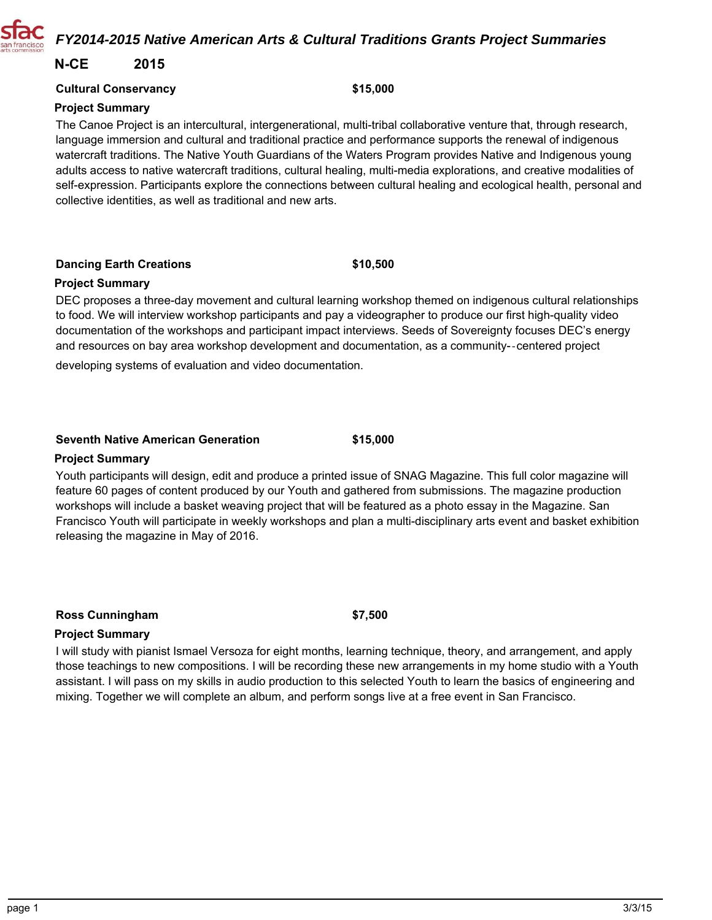# FY2014-2015 Native American Arts & Cultural Traditions Grants Project Summaries

## N-CE 2015

**Cultural Conservancy** **$15,000**

**Project Summary**

The Canoe Project is an intercultural, intergenerational, multi-tribal collaborative venture that, through research, language immersion and cultural and traditional practice and performance supports the renewal of indigenous watercraft traditions. The Native Youth Guardians of the Waters Program provides Native and Indigenous young adults access to native watercraft traditions, cultural healing, multi-media explorations, and creative modalities of self-expression. Participants explore the connections between cultural healing and ecological health, personal and collective identities, as well as traditional and new arts.

**Dancing Earth Creations** **$10,500**

**Project Summary**

DEC proposes a three-day movement and cultural learning workshop themed on indigenous cultural relationships to food. We will interview workshop participants and pay a videographer to produce our first high-quality video documentation of the workshops and participant impact interviews. Seeds of Sovereignty focuses DEC's energy and resources on bay area workshop development and documentation, as a community--centered project developing systems of evaluation and video documentation.

**Seventh Native American Generation** **$15,000**

**Project Summary**

Youth participants will design, edit and produce a printed issue of SNAG Magazine. This full color magazine will feature 60 pages of content produced by our Youth and gathered from submissions. The magazine production workshops will include a basket weaving project that will be featured as a photo essay in the Magazine. San Francisco Youth will participate in weekly workshops and plan a multi-disciplinary arts event and basket exhibition releasing the magazine in May of 2016.

**Ross Cunningham** **$7,500**

**Project Summary**

I will study with pianist Ismael Versoza for eight months, learning technique, theory, and arrangement, and apply those teachings to new compositions. I will be recording these new arrangements in my home studio with a Youth assistant. I will pass on my skills in audio production to this selected Youth to learn the basics of engineering and mixing. Together we will complete an album, and perform songs live at a free event in San Francisco.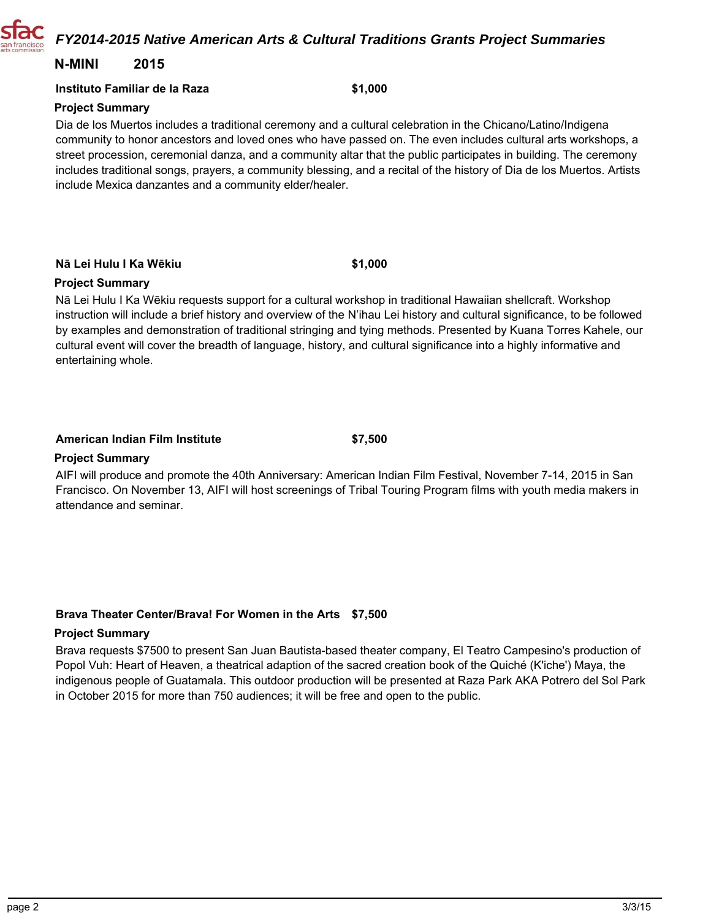# FY2014-2015 Native American Arts & Cultural Traditions Grants Project Summaries

## N-MINI 2015

**Instituto Familiar de la Raza** **$1,000**

**Project Summary**

Dia de los Muertos includes a traditional ceremony and a cultural celebration in the Chicano/Latino/Indigena community to honor ancestors and loved ones who have passed on. The even includes cultural arts workshops, a street procession, ceremonial danza, and a community altar that the public participates in building. The ceremony includes traditional songs, prayers, a community blessing, and a recital of the history of Dia de los Muertos. Artists include Mexica danzantes and a community elder/healer.

**Nā Lei Hulu I Ka Wēkiu** **$1,000**

**Project Summary**

Nā Lei Hulu I Ka Wēkiu requests support for a cultural workshop in traditional Hawaiian shellcraft. Workshop instruction will include a brief history and overview of the N'ihau Lei history and cultural significance, to be followed by examples and demonstration of traditional stringing and tying methods. Presented by Kuana Torres Kahele, our cultural event will cover the breadth of language, history, and cultural significance into a highly informative and entertaining whole.

**American Indian Film Institute** **$7,500**

**Project Summary**

AIFI will produce and promote the 40th Anniversary: American Indian Film Festival, November 7-14, 2015 in San Francisco. On November 13, AIFI will host screenings of Tribal Touring Program films with youth media makers in attendance and seminar.

**Brava Theater Center/Brava! For Women in the Arts** **$7,500**

**Project Summary**

Brava requests $7500 to present San Juan Bautista-based theater company, El Teatro Campesino's production of Popol Vuh: Heart of Heaven, a theatrical adaption of the sacred creation book of the Quiché (K'iche') Maya, the indigenous people of Guatamala. This outdoor production will be presented at Raza Park AKA Potrero del Sol Park in October 2015 for more than 750 audiences; it will be free and open to the public.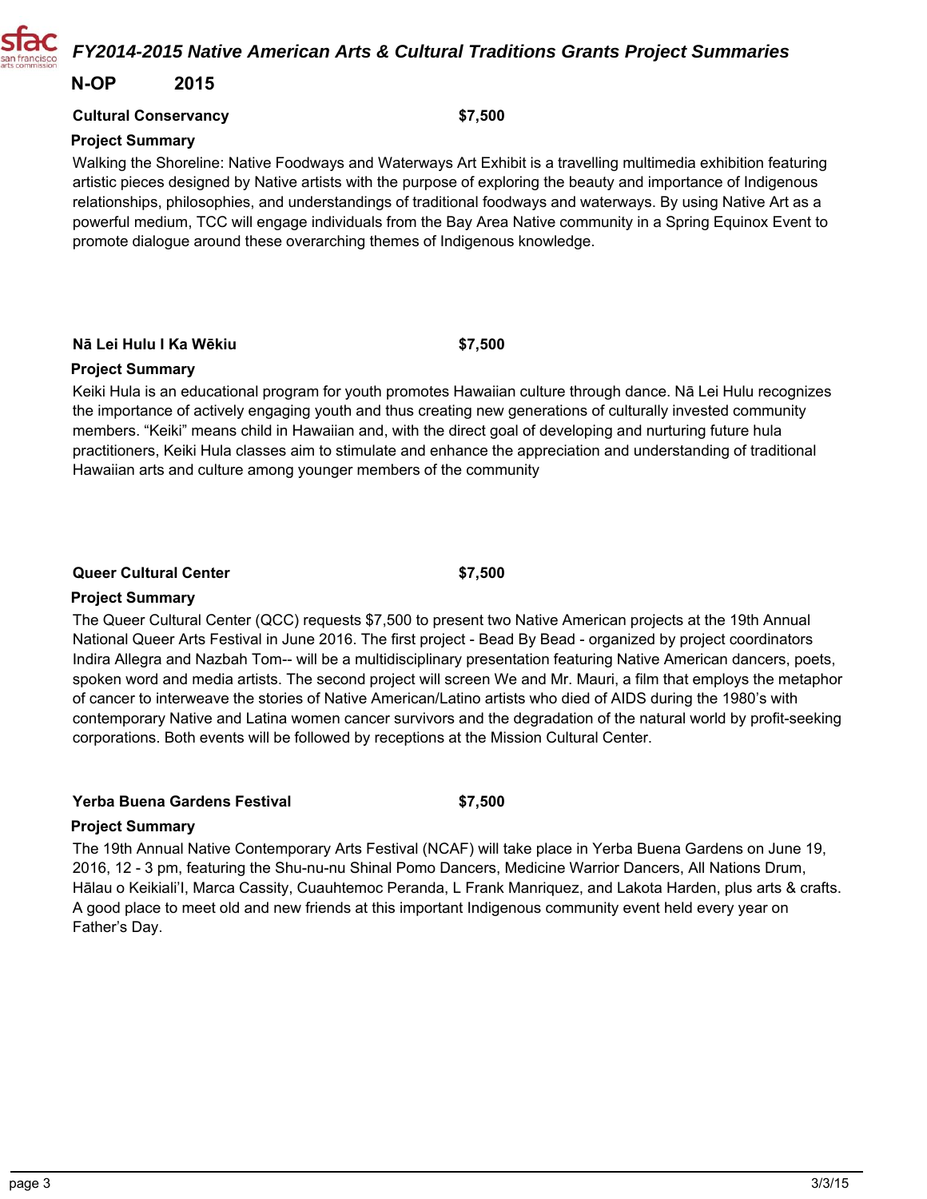## N-OP 2015

**Cultural Conservancy** **$7,500**

**Project Summary**

Walking the Shoreline: Native Foodways and Waterways Art Exhibit is a travelling multimedia exhibition featuring artistic pieces designed by Native artists with the purpose of exploring the beauty and importance of Indigenous relationships, philosophies, and understandings of traditional foodways and waterways. By using Native Art as a powerful medium, TCC will engage individuals from the Bay Area Native community in a Spring Equinox Event to promote dialogue around these overarching themes of Indigenous knowledge.

**Nā Lei Hulu I Ka Wēkiu** **$7,500**

**Project Summary**

Keiki Hula is an educational program for youth promotes Hawaiian culture through dance. Nā Lei Hulu recognizes the importance of actively engaging youth and thus creating new generations of culturally invested community members. “Keiki” means child in Hawaiian and, with the direct goal of developing and nurturing future hula practitioners, Keiki Hula classes aim to stimulate and enhance the appreciation and understanding of traditional Hawaiian arts and culture among younger members of the community

**Queer Cultural Center** **$7,500**

**Project Summary**

The Queer Cultural Center (QCC) requests $7,500 to present two Native American projects at the 19th Annual National Queer Arts Festival in June 2016. The first project - Bead By Bead - organized by project coordinators Indira Allegra and Nazbah Tom-- will be a multidisciplinary presentation featuring Native American dancers, poets, spoken word and media artists. The second project will screen We and Mr. Mauri, a film that employs the metaphor of cancer to interweave the stories of Native American/Latino artists who died of AIDS during the 1980’s with contemporary Native and Latina women cancer survivors and the degradation of the natural world by profit-seeking corporations. Both events will be followed by receptions at the Mission Cultural Center.

**Yerba Buena Gardens Festival** **$7,500**

**Project Summary**

The 19th Annual Native Contemporary Arts Festival (NCAF) will take place in Yerba Buena Gardens on June 19, 2016, 12 - 3 pm, featuring the Shu-nu-nu Shinal Pomo Dancers, Medicine Warrior Dancers, All Nations Drum, Hālau o Keikiali’I, Marca Cassity, Cuauhtemoc Peranda, L Frank Manriquez, and Lakota Harden, plus arts & crafts. A good place to meet old and new friends at this important Indigenous community event held every year on Father’s Day.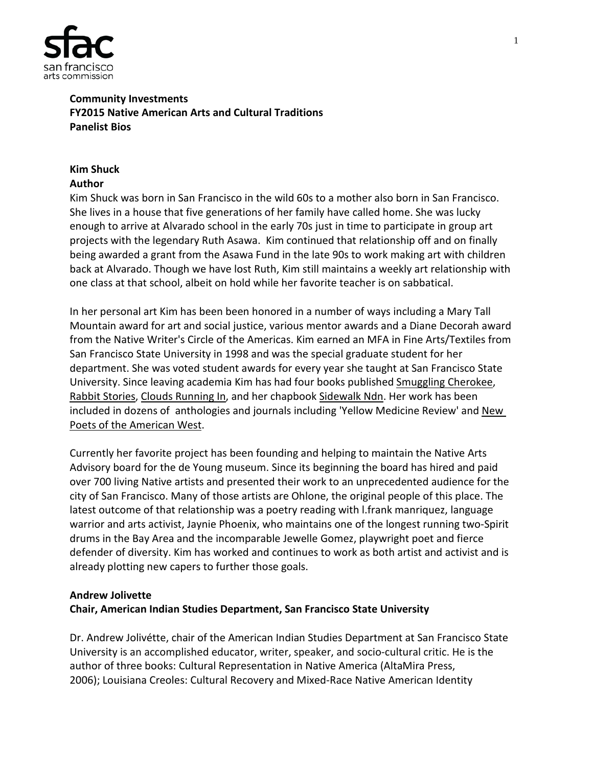**Community Investments**
**FY2015 Native American Arts and Cultural Traditions**
**Panelist Bios**

**Kim Shuck**
**Author**

Kim Shuck was born in San Francisco in the wild 60s to a mother also born in San Francisco. She lives in a house that five generations of her family have called home. She was lucky enough to arrive at Alvarado school in the early 70s just in time to participate in group art projects with the legendary Ruth Asawa. Kim continued that relationship off and on finally being awarded a grant from the Asawa Fund in the late 90s to work making art with children back at Alvarado. Though we have lost Ruth, Kim still maintains a weekly art relationship with one class at that school, albeit on hold while her favorite teacher is on sabbatical.

In her personal art Kim has been been honored in a number of ways including a Mary Tall Mountain award for art and social justice, various mentor awards and a Diane Decorah award from the Native Writer's Circle of the Americas. Kim earned an MFA in Fine Arts/Textiles from San Francisco State University in 1998 and was the special graduate student for her department. She was voted student awards for every year she taught at San Francisco State University. Since leaving academia Kim has had four books published Smuggling Cherokee, Rabbit Stories, Clouds Running In, and her chapbook Sidewalk Ndn. Her work has been included in dozens of anthologies and journals including 'Yellow Medicine Review' and New Poets of the American West.

Currently her favorite project has been founding and helping to maintain the Native Arts Advisory board for the de Young museum. Since its beginning the board has hired and paid over 700 living Native artists and presented their work to an unprecedented audience for the city of San Francisco. Many of those artists are Ohlone, the original people of this place. The latest outcome of that relationship was a poetry reading with l.frank manriquez, language warrior and arts activist, Jaynie Phoenix, who maintains one of the longest running two-Spirit drums in the Bay Area and the incomparable Jewelle Gomez, playwright poet and fierce defender of diversity. Kim has worked and continues to work as both artist and activist and is already plotting new capers to further those goals.

**Andrew Jolivette**
**Chair, American Indian Studies Department, San Francisco State University**

Dr. Andrew Jolivétte, chair of the American Indian Studies Department at San Francisco State University is an accomplished educator, writer, speaker, and socio-cultural critic. He is the author of three books: Cultural Representation in Native America (AltaMira Press, 2006); Louisiana Creoles: Cultural Recovery and Mixed-Race Native American Identity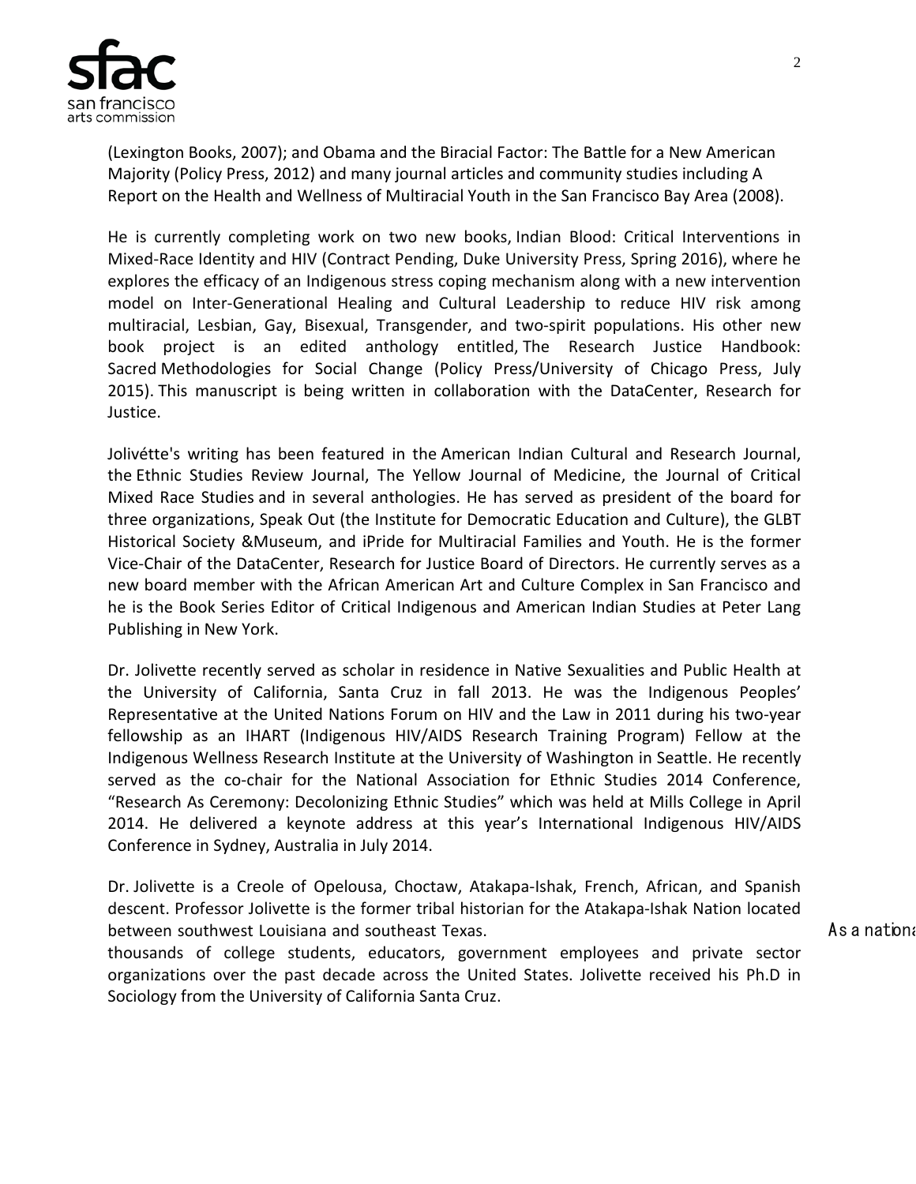(Lexington Books, 2007); and Obama and the Biracial Factor: The Battle for a New American Majority (Policy Press, 2012) and many journal articles and community studies including A Report on the Health and Wellness of Multiracial Youth in the San Francisco Bay Area (2008).

He is currently completing work on two new books, Indian Blood: Critical Interventions in Mixed-Race Identity and HIV (Contract Pending, Duke University Press, Spring 2016), where he explores the efficacy of an Indigenous stress coping mechanism along with a new intervention model on Inter-Generational Healing and Cultural Leadership to reduce HIV risk among multiracial, Lesbian, Gay, Bisexual, Transgender, and two-spirit populations. His other new book project is an edited anthology entitled, The Research Justice Handbook: Sacred Methodologies for Social Change (Policy Press/University of Chicago Press, July 2015). This manuscript is being written in collaboration with the DataCenter, Research for Justice.

Jolivétte's writing has been featured in the American Indian Cultural and Research Journal, the Ethnic Studies Review Journal, The Yellow Journal of Medicine, the Journal of Critical Mixed Race Studies and in several anthologies. He has served as president of the board for three organizations, Speak Out (the Institute for Democratic Education and Culture), the GLBT Historical Society &Museum, and iPride for Multiracial Families and Youth. He is the former Vice-Chair of the DataCenter, Research for Justice Board of Directors. He currently serves as a new board member with the African American Art and Culture Complex in San Francisco and he is the Book Series Editor of Critical Indigenous and American Indian Studies at Peter Lang Publishing in New York.

Dr. Jolivette recently served as scholar in residence in Native Sexualities and Public Health at the University of California, Santa Cruz in fall 2013. He was the Indigenous Peoples' Representative at the United Nations Forum on HIV and the Law in 2011 during his two-year fellowship as an IHART (Indigenous HIV/AIDS Research Training Program) Fellow at the Indigenous Wellness Research Institute at the University of Washington in Seattle. He recently served as the co-chair for the National Association for Ethnic Studies 2014 Conference, "Research As Ceremony: Decolonizing Ethnic Studies" which was held at Mills College in April 2014. He delivered a keynote address at this year's International Indigenous HIV/AIDS Conference in Sydney, Australia in July 2014.

Dr. Jolivette is a Creole of Opelousa, Choctaw, Atakapa-Ishak, French, African, and Spanish descent. Professor Jolivette is the former tribal historian for the Atakapa-Ishak Nation located between southwest Louisiana and southeast Texas. As a nationa

thousands of college students, educators, government employees and private sector organizations over the past decade across the United States. Jolivette received his Ph.D in Sociology from the University of California Santa Cruz.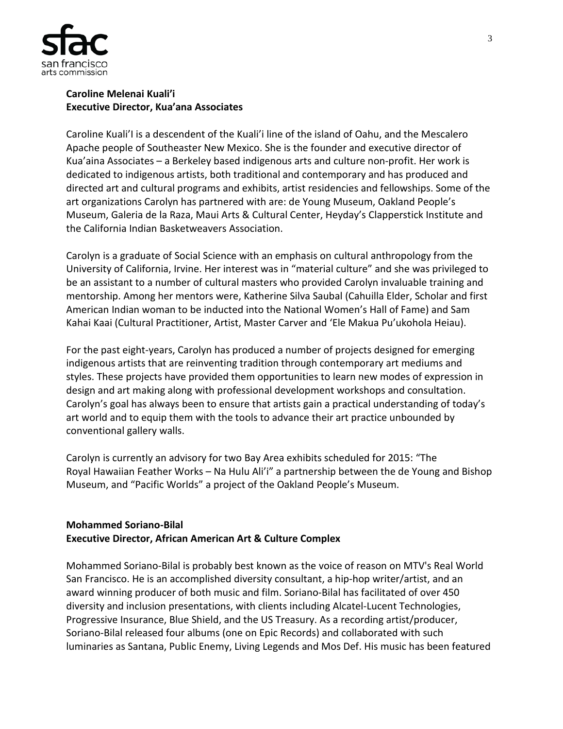**Caroline Melenai Kuali'i**
**Executive Director, Kua'ana Associates**

Caroline Kuali'I is a descendent of the Kuali'i line of the island of Oahu, and the Mescalero Apache people of Southeaster New Mexico. She is the founder and executive director of Kua'aina Associates – a Berkeley based indigenous arts and culture non-profit. Her work is dedicated to indigenous artists, both traditional and contemporary and has produced and directed art and cultural programs and exhibits, artist residencies and fellowships. Some of the art organizations Carolyn has partnered with are: de Young Museum, Oakland People's Museum, Galeria de la Raza, Maui Arts & Cultural Center, Heyday's Clapperstick Institute and the California Indian Basketweavers Association.

Carolyn is a graduate of Social Science with an emphasis on cultural anthropology from the University of California, Irvine. Her interest was in "material culture" and she was privileged to be an assistant to a number of cultural masters who provided Carolyn invaluable training and mentorship. Among her mentors were, Katherine Silva Saubal (Cahuilla Elder, Scholar and first American Indian woman to be inducted into the National Women's Hall of Fame) and Sam Kahai Kaai (Cultural Practitioner, Artist, Master Carver and 'Ele Makua Pu'ukohola Heiau).

For the past eight-years, Carolyn has produced a number of projects designed for emerging indigenous artists that are reinventing tradition through contemporary art mediums and styles. These projects have provided them opportunities to learn new modes of expression in design and art making along with professional development workshops and consultation. Carolyn's goal has always been to ensure that artists gain a practical understanding of today's art world and to equip them with the tools to advance their art practice unbounded by conventional gallery walls.

Carolyn is currently an advisory for two Bay Area exhibits scheduled for 2015: "The Royal Hawaiian Feather Works – Na Hulu Ali'i" a partnership between the de Young and Bishop Museum, and "Pacific Worlds" a project of the Oakland People's Museum.

**Mohammed Soriano-Bilal**
**Executive Director, African American Art & Culture Complex**

Mohammed Soriano-Bilal is probably best known as the voice of reason on MTV's Real World San Francisco. He is an accomplished diversity consultant, a hip-hop writer/artist, and an award winning producer of both music and film. Soriano-Bilal has facilitated of over 450 diversity and inclusion presentations, with clients including Alcatel-Lucent Technologies, Progressive Insurance, Blue Shield, and the US Treasury. As a recording artist/producer, Soriano-Bilal released four albums (one on Epic Records) and collaborated with such luminaries as Santana, Public Enemy, Living Legends and Mos Def. His music has been featured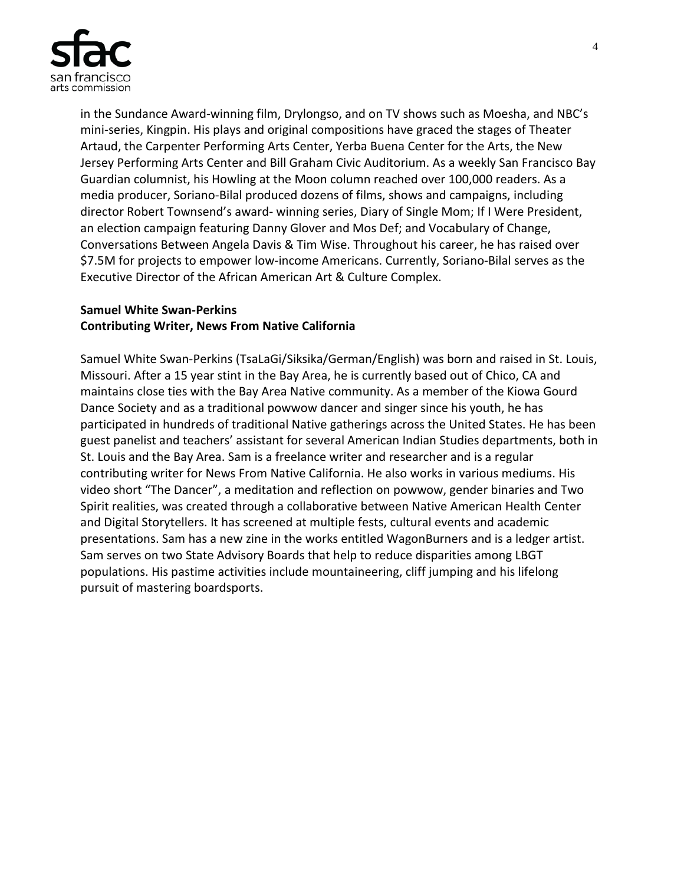in the Sundance Award-winning film, Drylongso, and on TV shows such as Moesha, and NBC's mini-series, Kingpin. His plays and original compositions have graced the stages of Theater Artaud, the Carpenter Performing Arts Center, Yerba Buena Center for the Arts, the New Jersey Performing Arts Center and Bill Graham Civic Auditorium. As a weekly San Francisco Bay Guardian columnist, his Howling at the Moon column reached over 100,000 readers. As a media producer, Soriano-Bilal produced dozens of films, shows and campaigns, including director Robert Townsend's award- winning series, Diary of Single Mom; If I Were President, an election campaign featuring Danny Glover and Mos Def; and Vocabulary of Change, Conversations Between Angela Davis & Tim Wise. Throughout his career, he has raised over $7.5M for projects to empower low-income Americans. Currently, Soriano-Bilal serves as the Executive Director of the African American Art & Culture Complex.

**Samuel White Swan-Perkins**
**Contributing Writer, News From Native California**

Samuel White Swan-Perkins (TsaLaGi/Siksika/German/English) was born and raised in St. Louis, Missouri. After a 15 year stint in the Bay Area, he is currently based out of Chico, CA and maintains close ties with the Bay Area Native community. As a member of the Kiowa Gourd Dance Society and as a traditional powwow dancer and singer since his youth, he has participated in hundreds of traditional Native gatherings across the United States. He has been guest panelist and teachers' assistant for several American Indian Studies departments, both in St. Louis and the Bay Area. Sam is a freelance writer and researcher and is a regular contributing writer for News From Native California. He also works in various mediums. His video short "The Dancer", a meditation and reflection on powwow, gender binaries and Two Spirit realities, was created through a collaborative between Native American Health Center and Digital Storytellers. It has screened at multiple fests, cultural events and academic presentations. Sam has a new zine in the works entitled WagonBurners and is a ledger artist. Sam serves on two State Advisory Boards that help to reduce disparities among LBGT populations. His pastime activities include mountaineering, cliff jumping and his lifelong pursuit of mastering boardsports.